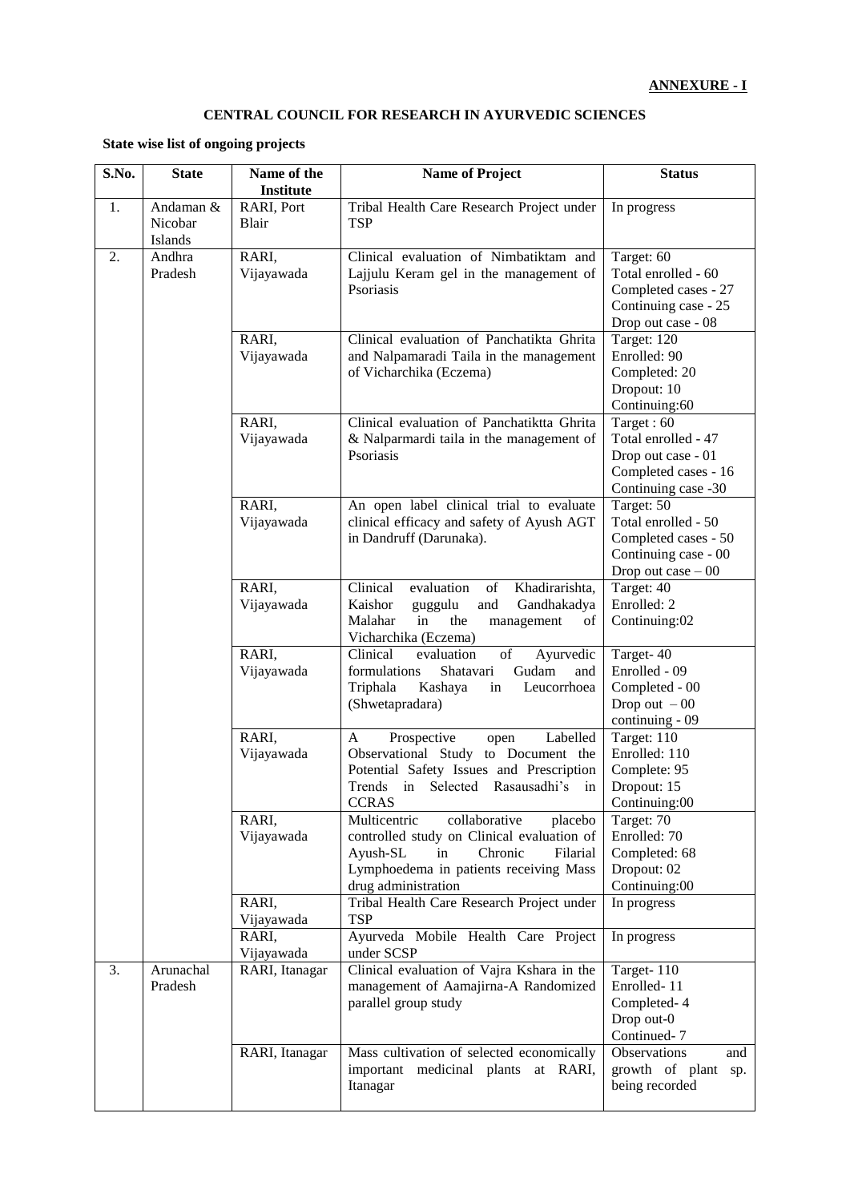**ANNEXURE - I**

**CENTRAL COUNCIL FOR RESEARCH IN AYURVEDIC SCIENCES**

**State wise list of ongoing projects**

| S.No. | State | Name of the Institute | Name of Project | Status |
|---|---|---|---|---|
| 1. | Andaman & Nicobar Islands | RARI, Port Blair | Tribal Health Care Research Project under TSP | In progress |
| 2. | Andhra Pradesh | RARI, Vijayawada | Clinical evaluation of Nimbatiktam and Lajjulu Keram gel in the management of Psoriasis | Target: 60<br>Total enrolled - 60<br>Completed cases - 27<br>Continuing case - 25<br>Drop out case - 08 |
| | | RARI, Vijayawada | Clinical evaluation of Panchatikta Ghrita and Nalpamaradi Taila in the management of Vicharchika (Eczema) | Target: 120<br>Enrolled: 90<br>Completed: 20<br>Dropout: 10<br>Continuing:60 |
| | | RARI, Vijayawada | Clinical evaluation of Panchatiktta Ghrita & Nalparmardi taila in the management of Psoriasis | Target : 60<br>Total enrolled - 47<br>Drop out case - 01<br>Completed cases - 16<br>Continuing case -30 |
| | | RARI, Vijayawada | An open label clinical trial to evaluate clinical efficacy and safety of Ayush AGT in Dandruff (Darunaka). | Target: 50<br>Total enrolled - 50<br>Completed cases - 50<br>Continuing case - 00<br>Drop out case – 00 |
| | | RARI, Vijayawada | Clinical evaluation of Khadirarishta, Kaishor guggulu and Gandhakadya Malahar in the management of Vicharchika (Eczema) | Target: 40<br>Enrolled: 2<br>Continuing:02 |
| | | RARI, Vijayawada | Clinical evaluation of Ayurvedic formulations Shatavari Gudam and Triphala Kashaya in Leucorrhoea (Shwetapradara) | Target- 40<br>Enrolled - 09<br>Completed - 00<br>Drop out – 00<br>continuing - 09 |
| | | RARI, Vijayawada | A Prospective open Labelled Observational Study to Document the Potential Safety Issues and Prescription Trends in Selected Rasausadhi's in CCRAS | Target: 110<br>Enrolled: 110<br>Complete: 95<br>Dropout: 15<br>Continuing:00 |
| | | RARI, Vijayawada | Multicentric collaborative placebo controlled study on Clinical evaluation of Ayush-SL in Chronic Filarial Lymphoedema in patients receiving Mass drug administration | Target: 70<br>Enrolled: 70<br>Completed: 68<br>Dropout: 02<br>Continuing:00 |
| | | RARI, Vijayawada | Tribal Health Care Research Project under TSP | In progress |
| | | RARI, Vijayawada | Ayurveda Mobile Health Care Project under SCSP | In progress |
| 3. | Arunachal Pradesh | RARI, Itanagar | Clinical evaluation of Vajra Kshara in the management of Aamajirna-A Randomized parallel group study | Target- 110<br>Enrolled- 11<br>Completed- 4<br>Drop out-0<br>Continued- 7 |
| | | RARI, Itanagar | Mass cultivation of selected economically important medicinal plants at RARI, Itanagar | Observations and growth of plant sp. being recorded |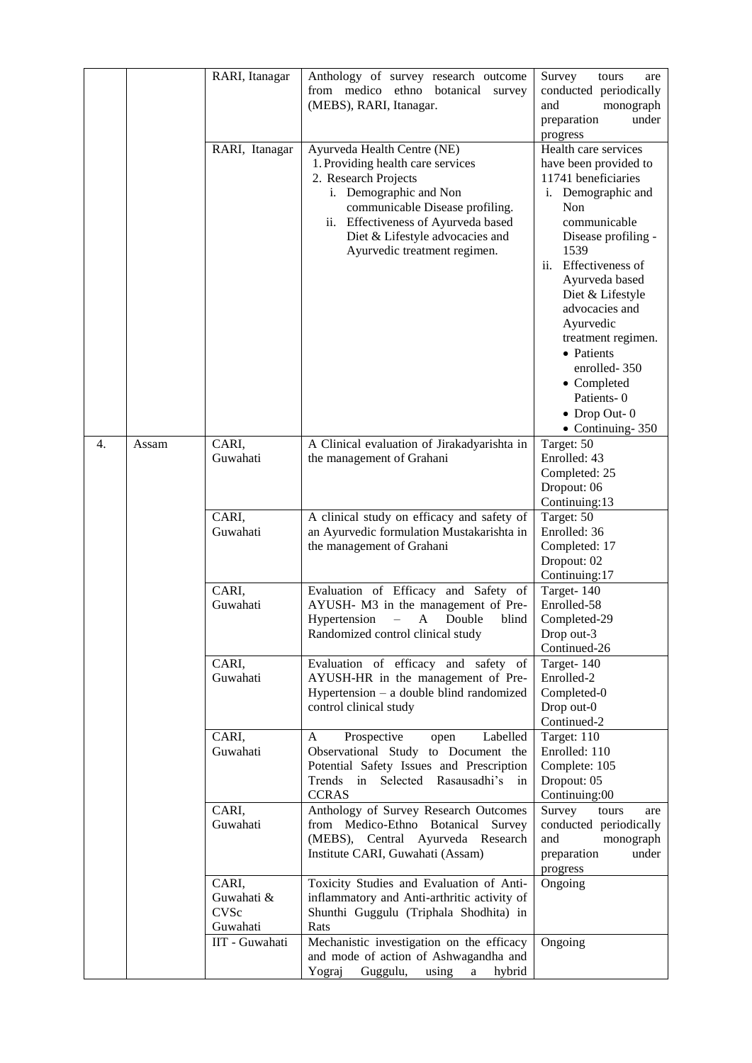| | | RARI, Itanagar | Anthology of survey research outcome from medico ethno botanical survey (MEBS), RARI, Itanagar. | Survey tours are conducted periodically and monograph preparation under progress |
|---|---|---|---|---|
| | | RARI, Itanagar | Ayurveda Health Centre (NE)<br>1. Providing health care services<br>2. Research Projects<br>i. Demographic and Non communicable Disease profiling.<br>ii. Effectiveness of Ayurveda based Diet & Lifestyle advocacies and Ayurvedic treatment regimen. | Health care services have been provided to 11741 beneficiaries<br>i. Demographic and Non communicable Disease profiling - 1539<br>ii. Effectiveness of Ayurveda based Diet & Lifestyle advocacies and Ayurvedic treatment regimen.<br>• Patients enrolled- 350<br>• Completed Patients- 0<br>• Drop Out- 0<br>• Continuing- 350 |
| 4. | Assam | CARI, Guwahati | A Clinical evaluation of Jirakadyarishta in the management of Grahani | Target: 50<br>Enrolled: 43<br>Completed: 25<br>Dropout: 06<br>Continuing:13 |
| | | CARI, Guwahati | A clinical study on efficacy and safety of an Ayurvedic formulation Mustakarishta in the management of Grahani | Target: 50<br>Enrolled: 36<br>Completed: 17<br>Dropout: 02<br>Continuing:17 |
| | | CARI, Guwahati | Evaluation of Efficacy and Safety of AYUSH- M3 in the management of Pre-Hypertension – A Double blind Randomized control clinical study | Target- 140<br>Enrolled-58<br>Completed-29<br>Drop out-3<br>Continued-26 |
| | | CARI, Guwahati | Evaluation of efficacy and safety of AYUSH-HR in the management of Pre-Hypertension – a double blind randomized control clinical study | Target- 140<br>Enrolled-2<br>Completed-0<br>Drop out-0<br>Continued-2 |
| | | CARI, Guwahati | A Prospective open Labelled Observational Study to Document the Potential Safety Issues and Prescription Trends in Selected Rasausadhi's in CCRAS | Target: 110<br>Enrolled: 110<br>Complete: 105<br>Dropout: 05<br>Continuing:00 |
| | | CARI, Guwahati | Anthology of Survey Research Outcomes from Medico-Ethno Botanical Survey (MEBS), Central Ayurveda Research Institute CARI, Guwahati (Assam) | Survey tours are conducted periodically and monograph preparation under progress |
| | | CARI, Guwahati & CVSc Guwahati | Toxicity Studies and Evaluation of Anti-inflammatory and Anti-arthritic activity of Shunthi Guggulu (Triphala Shodhita) in Rats | Ongoing |
| | | IIT - Guwahati | Mechanistic investigation on the efficacy and mode of action of Ashwagandha and Yograj Guggulu, using a hybrid | Ongoing |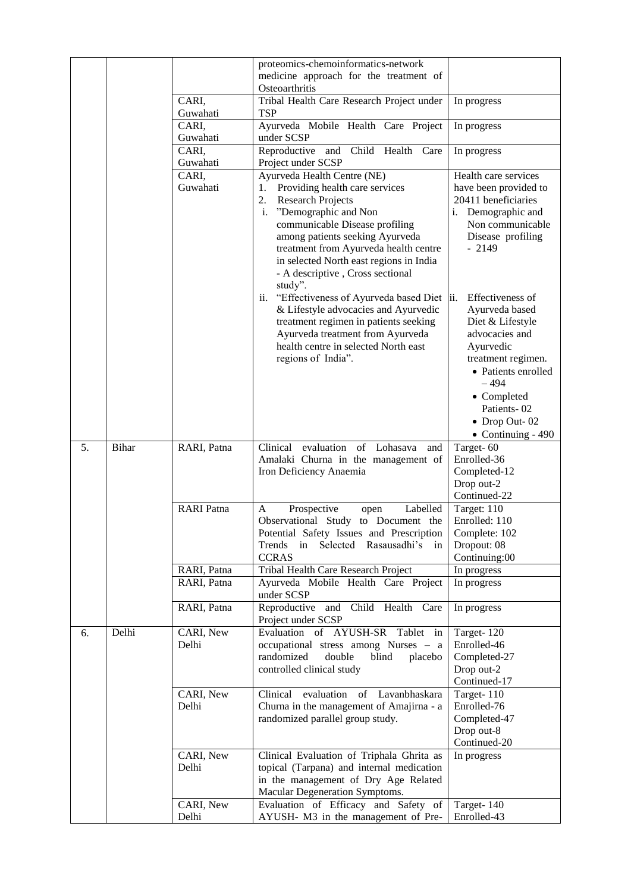| | | | proteomics-chemoinformatics-network medicine approach for the treatment of Osteoarthritis | |
|---|---|---|---|---|
| | | CARI, Guwahati | Tribal Health Care Research Project under TSP | In progress |
| | | CARI, Guwahati | Ayurveda Mobile Health Care Project under SCSP | In progress |
| | | CARI, Guwahati | Reproductive and Child Health Care Project under SCSP | In progress |
| | | CARI, Guwahati | Ayurveda Health Centre (NE)<br>1. Providing health care services<br>2. Research Projects<br>i. "Demographic and Non communicable Disease profiling among patients seeking Ayurveda treatment from Ayurveda health centre in selected North east regions in India - A descriptive , Cross sectional study".<br>ii. "Effectiveness of Ayurveda based Diet & Lifestyle advocacies and Ayurvedic treatment regimen in patients seeking Ayurveda treatment from Ayurveda health centre in selected North east regions of India". | Health care services have been provided to 20411 beneficiaries<br>i. Demographic and Non communicable Disease profiling - 2149<br>ii. Effectiveness of Ayurveda based Diet & Lifestyle advocacies and Ayurvedic treatment regimen.<br>• Patients enrolled – 494<br>• Completed Patients- 02<br>• Drop Out- 02<br>• Continuing - 490 |
| 5. | Bihar | RARI, Patna | Clinical evaluation of Lohasava and Amalaki Churna in the management of Iron Deficiency Anaemia | Target- 60<br>Enrolled-36<br>Completed-12<br>Drop out-2<br>Continued-22 |
| | | RARI Patna | A Prospective open Labelled Observational Study to Document the Potential Safety Issues and Prescription Trends in Selected Rasausadhi's in CCRAS | Target: 110<br>Enrolled: 110<br>Complete: 102<br>Dropout: 08<br>Continuing:00 |
| | | RARI, Patna | Tribal Health Care Research Project | In progress |
| | | RARI, Patna | Ayurveda Mobile Health Care Project under SCSP | In progress |
| | | RARI, Patna | Reproductive and Child Health Care Project under SCSP | In progress |
| 6. | Delhi | CARI, New Delhi | Evaluation of AYUSH-SR Tablet in occupational stress among Nurses – a randomized double blind placebo controlled clinical study | Target- 120<br>Enrolled-46<br>Completed-27<br>Drop out-2<br>Continued-17 |
| | | CARI, New Delhi | Clinical evaluation of Lavanbhaskara Churna in the management of Amajirna - a randomized parallel group study. | Target- 110<br>Enrolled-76<br>Completed-47<br>Drop out-8<br>Continued-20 |
| | | CARI, New Delhi | Clinical Evaluation of Triphala Ghrita as topical (Tarpana) and internal medication in the management of Dry Age Related Macular Degeneration Symptoms. | In progress |
| | | CARI, New Delhi | Evaluation of Efficacy and Safety of AYUSH- M3 in the management of Pre- | Target- 140<br>Enrolled-43 |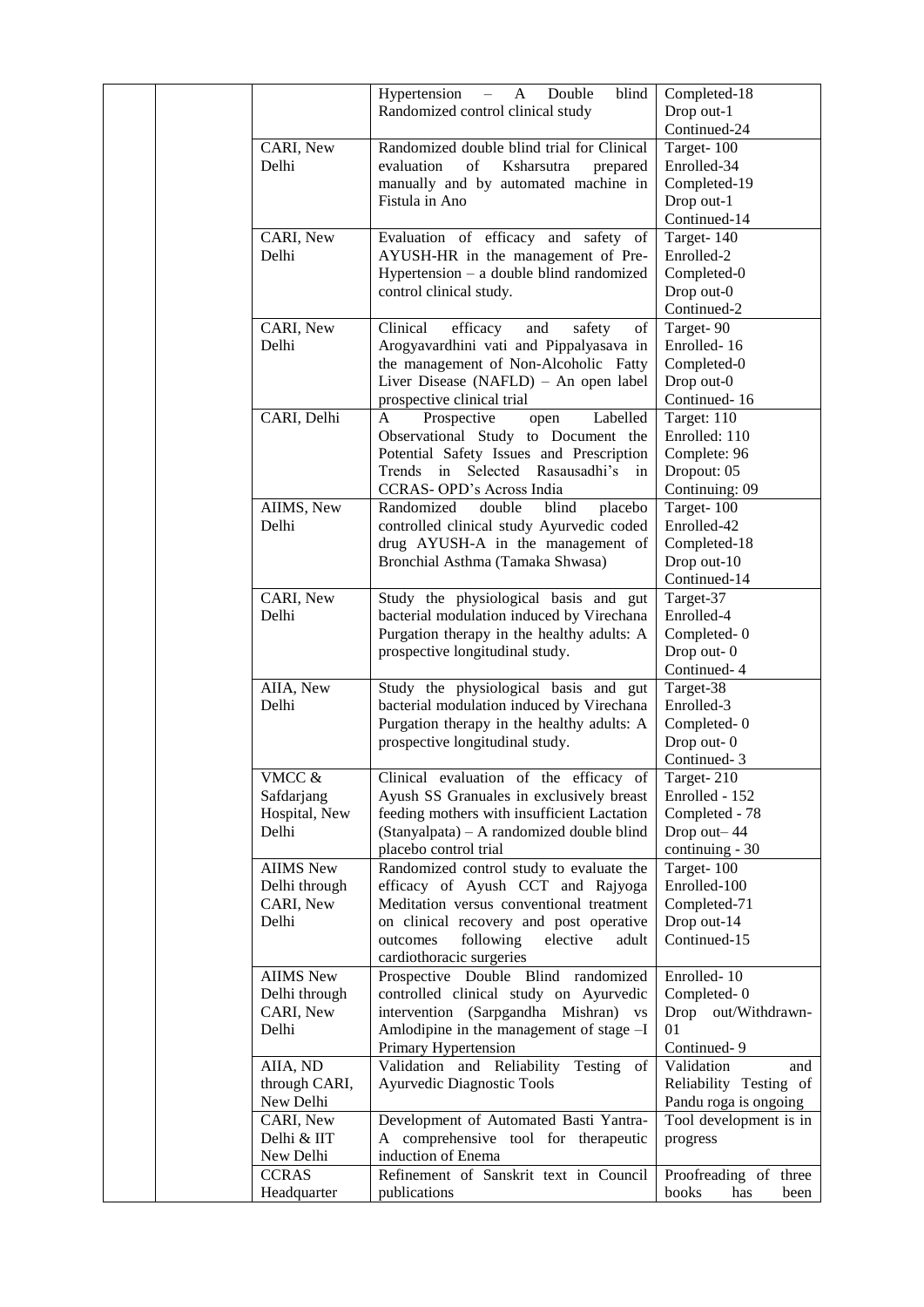| | | | | |
|---|---|---|---|---|
| | | | Hypertension – A Double blind Randomized control clinical study | Completed-18<br>Drop out-1<br>Continued-24 |
| | | CARI, New Delhi | Randomized double blind trial for Clinical evaluation of Ksharsutra prepared manually and by automated machine in Fistula in Ano | Target- 100<br>Enrolled-34<br>Completed-19<br>Drop out-1<br>Continued-14 |
| | | CARI, New Delhi | Evaluation of efficacy and safety of AYUSH-HR in the management of Pre-Hypertension – a double blind randomized control clinical study. | Target- 140<br>Enrolled-2<br>Completed-0<br>Drop out-0<br>Continued-2 |
| | | CARI, New Delhi | Clinical efficacy and safety of Arogyavardhini vati and Pippalyasava in the management of Non-Alcoholic Fatty Liver Disease (NAFLD) – An open label prospective clinical trial | Target- 90<br>Enrolled- 16<br>Completed-0<br>Drop out-0<br>Continued- 16 |
| | | CARI, Delhi | A Prospective open Labelled Observational Study to Document the Potential Safety Issues and Prescription Trends in Selected Rasausadhi's in CCRAS- OPD's Across India | Target: 110<br>Enrolled: 110<br>Complete: 96<br>Dropout: 05<br>Continuing: 09 |
| | | AIIMS, New Delhi | Randomized double blind placebo controlled clinical study Ayurvedic coded drug AYUSH-A in the management of Bronchial Asthma (Tamaka Shwasa) | Target- 100<br>Enrolled-42<br>Completed-18<br>Drop out-10<br>Continued-14 |
| | | CARI, New Delhi | Study the physiological basis and gut bacterial modulation induced by Virechana Purgation therapy in the healthy adults: A prospective longitudinal study. | Target-37<br>Enrolled-4<br>Completed- 0<br>Drop out- 0<br>Continued- 4 |
| | | AIIA, New Delhi | Study the physiological basis and gut bacterial modulation induced by Virechana Purgation therapy in the healthy adults: A prospective longitudinal study. | Target-38<br>Enrolled-3<br>Completed- 0<br>Drop out- 0<br>Continued- 3 |
| | | VMCC & Safdarjang Hospital, New Delhi | Clinical evaluation of the efficacy of Ayush SS Granuales in exclusively breast feeding mothers with insufficient Lactation (Stanyalpata) – A randomized double blind placebo control trial | Target- 210<br>Enrolled - 152<br>Completed - 78<br>Drop out– 44<br>continuing - 30 |
| | | AIIMS New Delhi through CARI, New Delhi | Randomized control study to evaluate the efficacy of Ayush CCT and Rajyoga Meditation versus conventional treatment on clinical recovery and post operative outcomes following elective adult cardiothoracic surgeries | Target- 100<br>Enrolled-100<br>Completed-71<br>Drop out-14<br>Continued-15 |
| | | AIIMS New Delhi through CARI, New Delhi | Prospective Double Blind randomized controlled clinical study on Ayurvedic intervention (Sarpgandha Mishran) vs Amlodipine in the management of stage –I Primary Hypertension | Enrolled- 10<br>Completed- 0<br>Drop out/Withdrawn-01<br>Continued- 9 |
| | | AIIA, ND through CARI, New Delhi | Validation and Reliability Testing of Ayurvedic Diagnostic Tools | Validation and Reliability Testing of Pandu roga is ongoing |
| | | CARI, New Delhi & IIT New Delhi | Development of Automated Basti Yantra-A comprehensive tool for therapeutic induction of Enema | Tool development is in progress |
| | | CCRAS Headquarter | Refinement of Sanskrit text in Council publications | Proofreading of three books has been |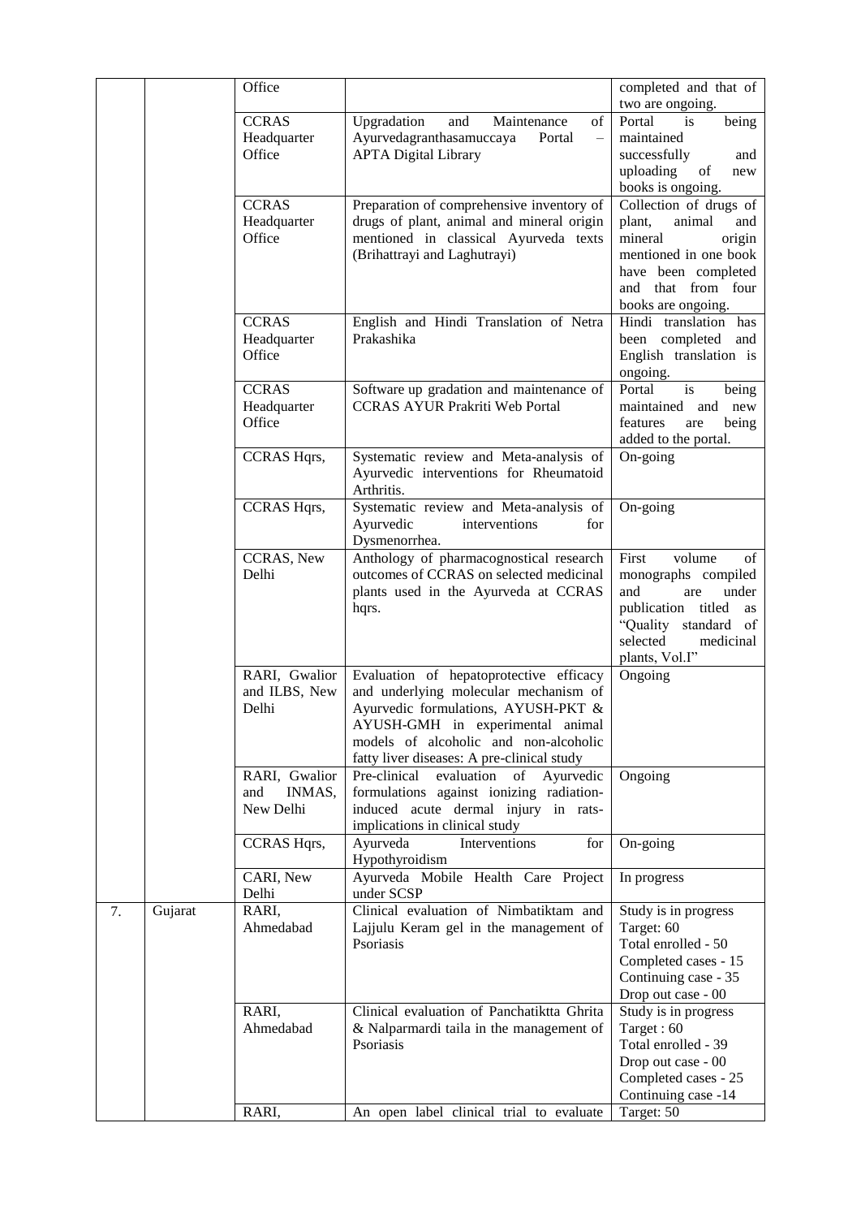| | | Office | | completed and that of two are ongoing. |
|---|---|---|---|---|
| | | CCRAS Headquarter Office | Upgradation and Maintenance of Ayurvedagranthasamuccaya Portal – APTA Digital Library | Portal is being maintained successfully and uploading of new books is ongoing. |
| | | CCRAS Headquarter Office | Preparation of comprehensive inventory of drugs of plant, animal and mineral origin mentioned in classical Ayurveda texts (Brihattrayi and Laghutrayi) | Collection of drugs of plant, animal and mineral origin mentioned in one book have been completed and that from four books are ongoing. |
| | | CCRAS Headquarter Office | English and Hindi Translation of Netra Prakashika | Hindi translation has been completed and English translation is ongoing. |
| | | CCRAS Headquarter Office | Software up gradation and maintenance of CCRAS AYUR Prakriti Web Portal | Portal is being maintained and new features are being added to the portal. |
| | | CCRAS Hqrs, | Systematic review and Meta-analysis of Ayurvedic interventions for Rheumatoid Arthritis. | On-going |
| | | CCRAS Hqrs, | Systematic review and Meta-analysis of Ayurvedic interventions for Dysmenorrhea. | On-going |
| | | CCRAS, New Delhi | Anthology of pharmacognostical research outcomes of CCRAS on selected medicinal plants used in the Ayurveda at CCRAS hqrs. | First volume of monographs compiled and are under publication titled as "Quality standard of selected medicinal plants, Vol.I" |
| | | RARI, Gwalior and ILBS, New Delhi | Evaluation of hepatoprotective efficacy and underlying molecular mechanism of Ayurvedic formulations, AYUSH-PKT & AYUSH-GMH in experimental animal models of alcoholic and non-alcoholic fatty liver diseases: A pre-clinical study | Ongoing |
| | | RARI, Gwalior and INMAS, New Delhi | Pre-clinical evaluation of Ayurvedic formulations against ionizing radiation-induced acute dermal injury in rats-implications in clinical study | Ongoing |
| | | CCRAS Hqrs, | Ayurveda Interventions for Hypothyroidism | On-going |
| | | CARI, New Delhi | Ayurveda Mobile Health Care Project under SCSP | In progress |
| 7. | Gujarat | RARI, Ahmedabad | Clinical evaluation of Nimbatiktam and Lajjulu Keram gel in the management of Psoriasis | Study is in progress<br>Target: 60<br>Total enrolled - 50<br>Completed cases - 15<br>Continuing case - 35<br>Drop out case - 00 |
| | | RARI, Ahmedabad | Clinical evaluation of Panchatiktta Ghrita & Nalparmardi taila in the management of Psoriasis | Study is in progress<br>Target : 60<br>Total enrolled - 39<br>Drop out case - 00<br>Completed cases - 25<br>Continuing case -14 |
| | | RARI, | An open label clinical trial to evaluate | Target: 50 |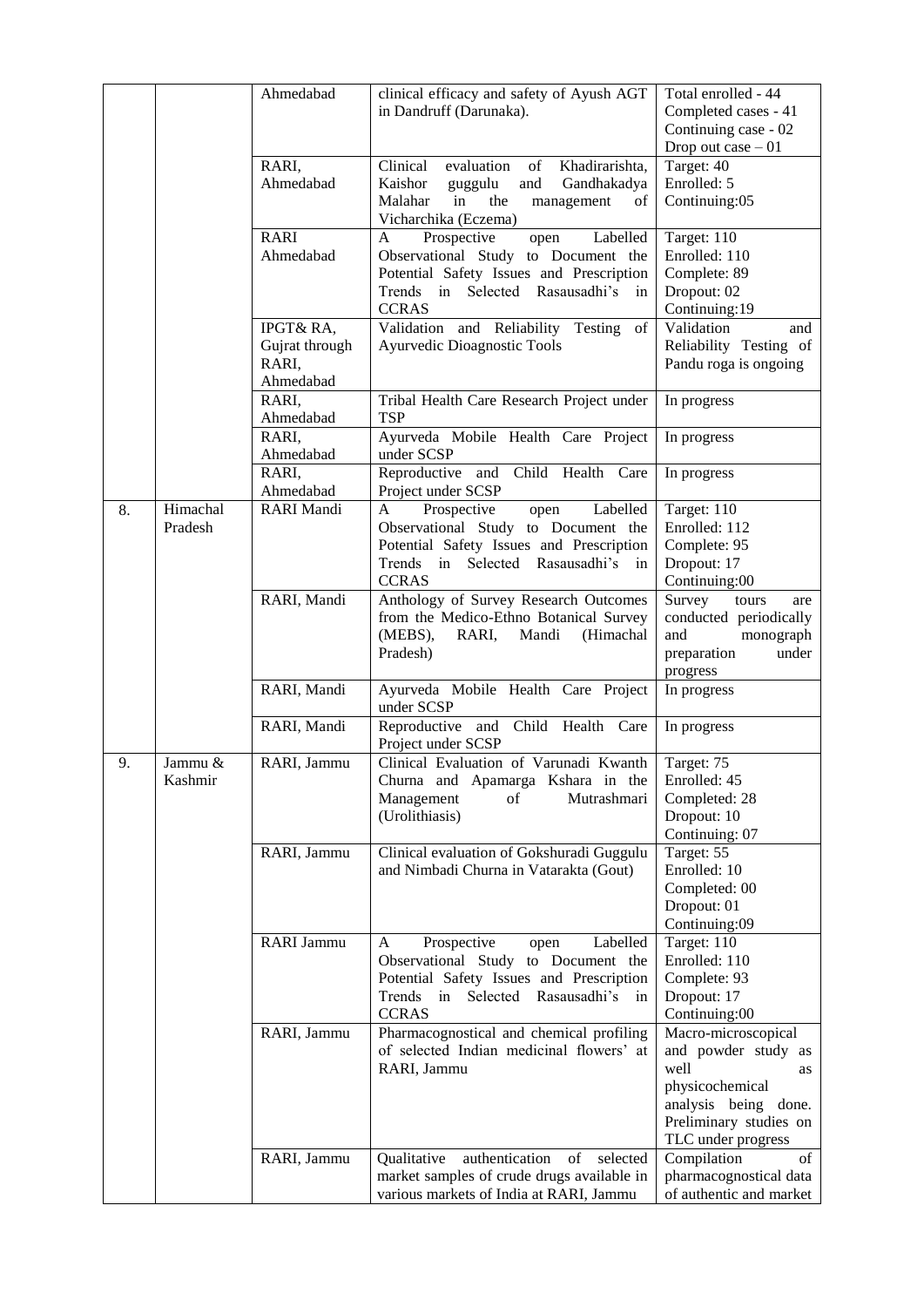| | | Ahmedabad | clinical efficacy and safety of Ayush AGT in Dandruff (Darunaka). | Total enrolled - 44<br>Completed cases - 41<br>Continuing case - 02<br>Drop out case – 01 |
|---|---|---|---|---|
| | | RARI, Ahmedabad | Clinical evaluation of Khadirarishta, Kaishor guggulu and Gandhakadya Malahar in the management of Vicharchika (Eczema) | Target: 40<br>Enrolled: 5<br>Continuing:05 |
| | | RARI Ahmedabad | A Prospective open Labelled Observational Study to Document the Potential Safety Issues and Prescription Trends in Selected Rasausadhi's in CCRAS | Target: 110<br>Enrolled: 110<br>Complete: 89<br>Dropout: 02<br>Continuing:19 |
| | | IPGT& RA, Gujrat through RARI, Ahmedabad | Validation and Reliability Testing of Ayurvedic Dioagnostic Tools | Validation and Reliability Testing of Pandu roga is ongoing |
| | | RARI, Ahmedabad | Tribal Health Care Research Project under TSP | In progress |
| | | RARI, Ahmedabad | Ayurveda Mobile Health Care Project under SCSP | In progress |
| | | RARI, Ahmedabad | Reproductive and Child Health Care Project under SCSP | In progress |
| 8. | Himachal Pradesh | RARI Mandi | A Prospective open Labelled Observational Study to Document the Potential Safety Issues and Prescription Trends in Selected Rasausadhi's in CCRAS | Target: 110<br>Enrolled: 112<br>Complete: 95<br>Dropout: 17<br>Continuing:00 |
| | | RARI, Mandi | Anthology of Survey Research Outcomes from the Medico-Ethno Botanical Survey (MEBS), RARI, Mandi (Himachal Pradesh) | Survey tours are conducted periodically and monograph preparation under progress |
| | | RARI, Mandi | Ayurveda Mobile Health Care Project under SCSP | In progress |
| | | RARI, Mandi | Reproductive and Child Health Care Project under SCSP | In progress |
| 9. | Jammu & Kashmir | RARI, Jammu | Clinical Evaluation of Varunadi Kwanth Churna and Apamarga Kshara in the Management of Mutrashmari (Urolithiasis) | Target: 75<br>Enrolled: 45<br>Completed: 28<br>Dropout: 10<br>Continuing: 07 |
| | | RARI, Jammu | Clinical evaluation of Gokshuradi Guggulu and Nimbadi Churna in Vatarakta (Gout) | Target: 55<br>Enrolled: 10<br>Completed: 00<br>Dropout: 01<br>Continuing:09 |
| | | RARI Jammu | A Prospective open Labelled Observational Study to Document the Potential Safety Issues and Prescription Trends in Selected Rasausadhi's in CCRAS | Target: 110<br>Enrolled: 110<br>Complete: 93<br>Dropout: 17<br>Continuing:00 |
| | | RARI, Jammu | Pharmacognostical and chemical profiling of selected Indian medicinal flowers' at RARI, Jammu | Macro-microscopical and powder study as well as physicochemical analysis being done. Preliminary studies on TLC under progress |
| | | RARI, Jammu | Qualitative authentication of selected market samples of crude drugs available in various markets of India at RARI, Jammu | Compilation of pharmacognostical data of authentic and market |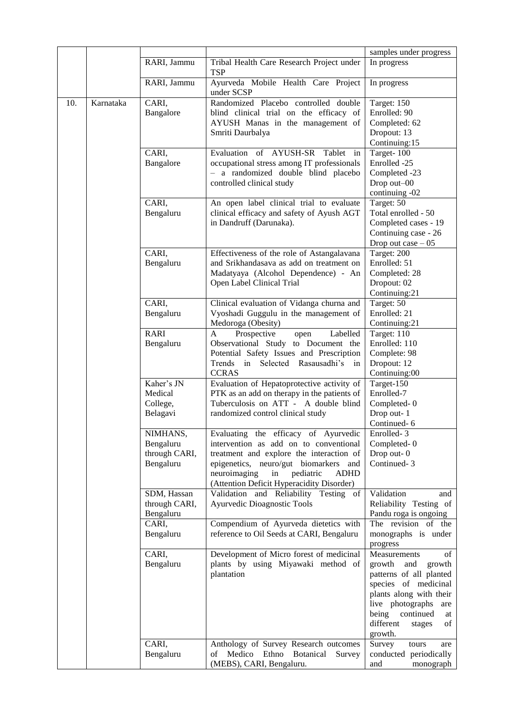| | | | | samples under progress |
|---|---|---|---|---|
| | | RARI, Jammu | Tribal Health Care Research Project under TSP | In progress |
| | | RARI, Jammu | Ayurveda Mobile Health Care Project under SCSP | In progress |
| 10. | Karnataka | CARI, Bangalore | Randomized Placebo controlled double blind clinical trial on the efficacy of AYUSH Manas in the management of Smriti Daurbalya | Target: 150<br>Enrolled: 90<br>Completed: 62<br>Dropout: 13<br>Continuing:15 |
| | | CARI, Bangalore | Evaluation of AYUSH-SR Tablet in occupational stress among IT professionals – a randomized double blind placebo controlled clinical study | Target- 100<br>Enrolled -25<br>Completed -23<br>Drop out–00<br>continuing -02 |
| | | CARI, Bengaluru | An open label clinical trial to evaluate clinical efficacy and safety of Ayush AGT in Dandruff (Darunaka). | Target: 50<br>Total enrolled - 50<br>Completed cases - 19<br>Continuing case - 26<br>Drop out case – 05 |
| | | CARI, Bengaluru | Effectiveness of the role of Astangalavana and Srikhandasava as add on treatment on Madatyaya (Alcohol Dependence) - An Open Label Clinical Trial | Target: 200<br>Enrolled: 51<br>Completed: 28<br>Dropout: 02<br>Continuing:21 |
| | | CARI, Bengaluru | Clinical evaluation of Vidanga churna and Vyoshadi Guggulu in the management of Medoroga (Obesity) | Target: 50<br>Enrolled: 21<br>Continuing:21 |
| | | RARI Bengaluru | A Prospective open Labelled Observational Study to Document the Potential Safety Issues and Prescription Trends in Selected Rasausadhi's in CCRAS | Target: 110<br>Enrolled: 110<br>Complete: 98<br>Dropout: 12<br>Continuing:00 |
| | | Kaher's JN Medical College, Belagavi | Evaluation of Hepatoprotective activity of PTK as an add on therapy in the patients of Tuberculosis on ATT - A double blind randomized control clinical study | Target-150<br>Enrolled-7<br>Completed- 0<br>Drop out- 1<br>Continued- 6 |
| | | NIMHANS, Bengaluru through CARI, Bengaluru | Evaluating the efficacy of Ayurvedic intervention as add on to conventional treatment and explore the interaction of epigenetics, neuro/gut biomarkers and neuroimaging in pediatric ADHD (Attention Deficit Hyperacidity Disorder) | Enrolled- 3<br>Completed- 0<br>Drop out- 0<br>Continued- 3 |
| | | SDM, Hassan through CARI, Bengaluru | Validation and Reliability Testing of Ayurvedic Dioagnostic Tools | Validation and Reliability Testing of Pandu roga is ongoing |
| | | CARI, Bengaluru | Compendium of Ayurveda dietetics with reference to Oil Seeds at CARI, Bengaluru | The revision of the monographs is under progress |
| | | CARI, Bengaluru | Development of Micro forest of medicinal plants by using Miyawaki method of plantation | Measurements of growth and growth patterns of all planted species of medicinal plants along with their live photographs are being continued at different stages of growth. |
| | | CARI, Bengaluru | Anthology of Survey Research outcomes of Medico Ethno Botanical Survey (MEBS), CARI, Bengaluru. | Survey tours are conducted periodically and monograph |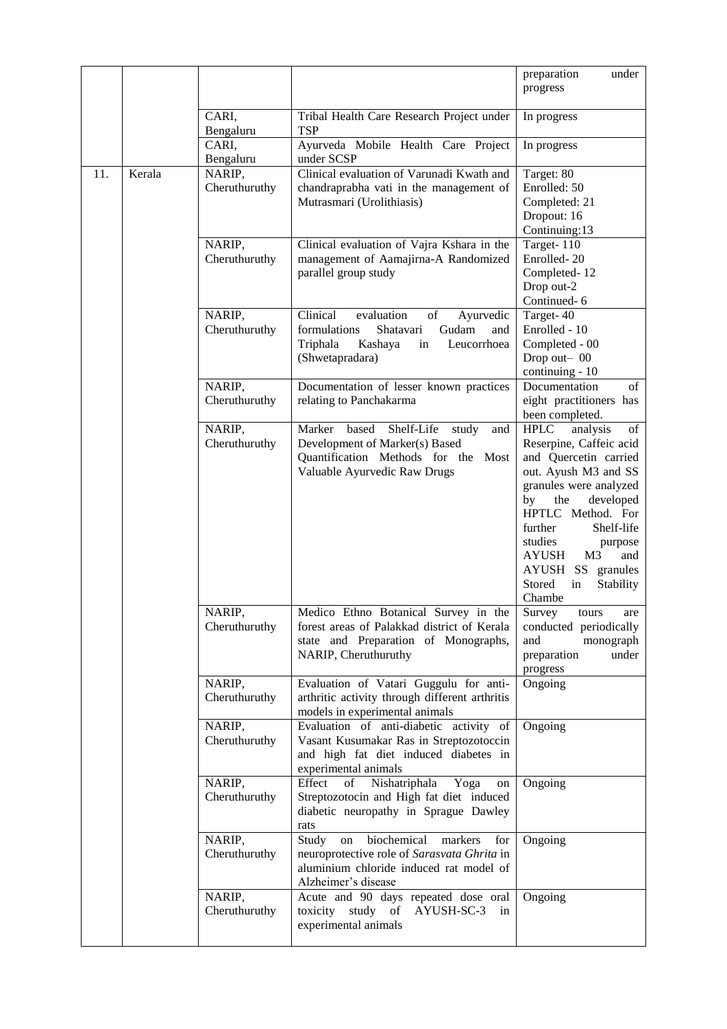| | | | | preparation under progress |
|---|---|---|---|---|
| | | CARI, Bengaluru | Tribal Health Care Research Project under TSP | In progress |
| | | CARI, Bengaluru | Ayurveda Mobile Health Care Project under SCSP | In progress |
| 11. | Kerala | NARIP, Cheruthuruthy | Clinical evaluation of Varunadi Kwath and chandraprabha vati in the management of Mutrasmari (Urolithiasis) | Target: 80<br>Enrolled: 50<br>Completed: 21<br>Dropout: 16<br>Continuing:13 |
| | | NARIP, Cheruthuruthy | Clinical evaluation of Vajra Kshara in the management of Aamajirna-A Randomized parallel group study | Target- 110<br>Enrolled- 20<br>Completed- 12<br>Drop out-2<br>Continued- 6 |
| | | NARIP, Cheruthuruthy | Clinical evaluation of Ayurvedic formulations Shatavari Gudam and Triphala Kashaya in Leucorrhoea (Shwetapradara) | Target- 40<br>Enrolled - 10<br>Completed - 00<br>Drop out– 00<br>continuing - 10 |
| | | NARIP, Cheruthuruthy | Documentation of lesser known practices relating to Panchakarma | Documentation of eight practitioners has been completed. |
| | | NARIP, Cheruthuruthy | Marker based Shelf-Life study and Development of Marker(s) Based Quantification Methods for the Most Valuable Ayurvedic Raw Drugs | HPLC analysis of Reserpine, Caffeic acid and Quercetin carried out. Ayush M3 and SS granules were analyzed by the developed HPTLC Method. For further Shelf-life studies purpose AYUSH M3 and AYUSH SS granules Stored in Stability Chambe |
| | | NARIP, Cheruthuruthy | Medico Ethno Botanical Survey in the forest areas of Palakkad district of Kerala state and Preparation of Monographs, NARIP, Cheruthuruthy | Survey tours are conducted periodically and monograph preparation under progress |
| | | NARIP, Cheruthuruthy | Evaluation of Vatari Guggulu for anti-arthritic activity through different arthritis models in experimental animals | Ongoing |
| | | NARIP, Cheruthuruthy | Evaluation of anti-diabetic activity of Vasant Kusumakar Ras in Streptozotoccin and high fat diet induced diabetes in experimental animals | Ongoing |
| | | NARIP, Cheruthuruthy | Effect of Nishatriphala Yoga on Streptozotocin and High fat diet induced diabetic neuropathy in Sprague Dawley rats | Ongoing |
| | | NARIP, Cheruthuruthy | Study on biochemical markers for neuroprotective role of *Sarasvata Ghrita* in aluminium chloride induced rat model of Alzheimer's disease | Ongoing |
| | | NARIP, Cheruthuruthy | Acute and 90 days repeated dose oral toxicity study of AYUSH-SC-3 in experimental animals | Ongoing |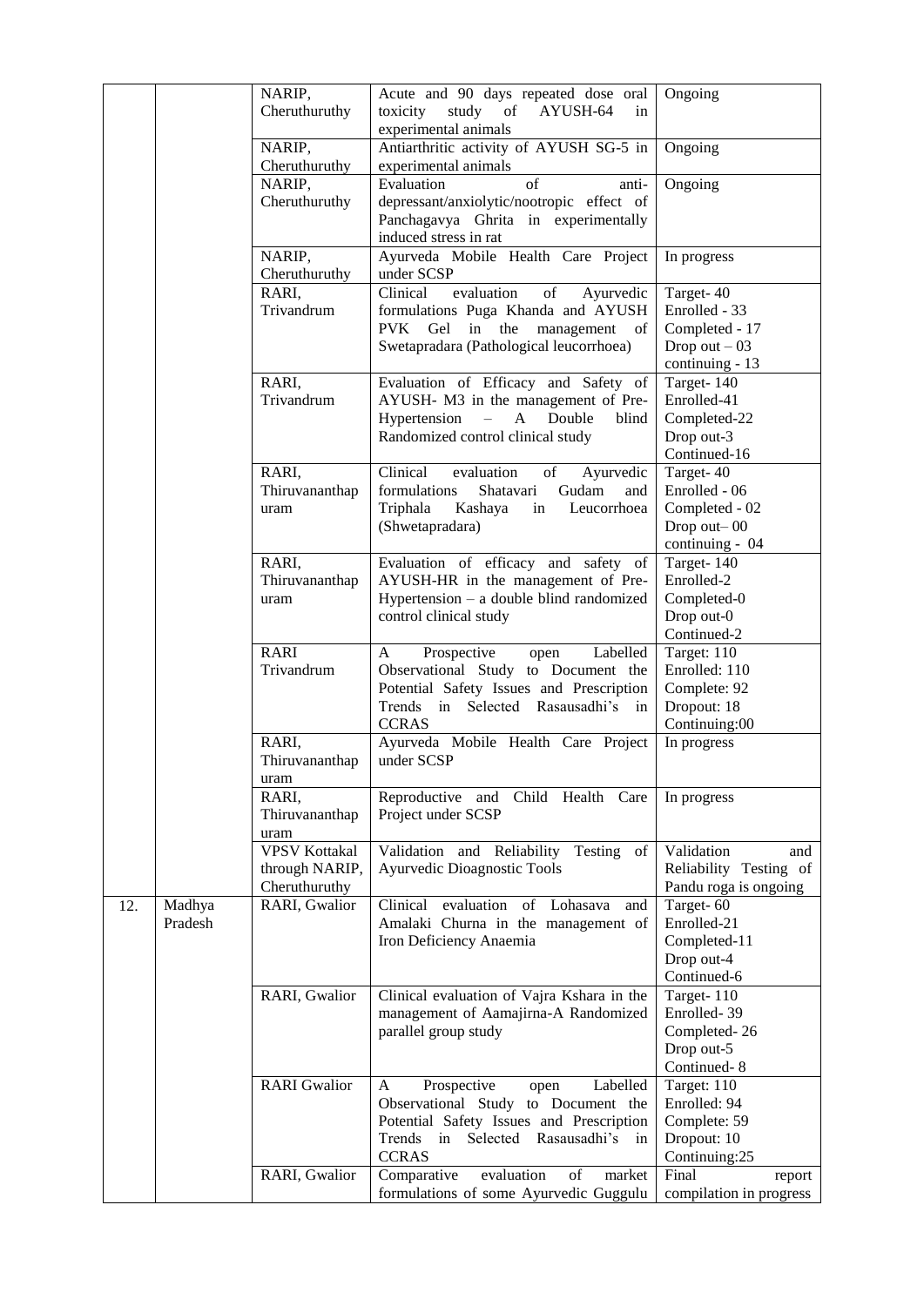| | | | | |
|---|---|---|---|---|
| | | NARIP, Cheruthuruthy | Acute and 90 days repeated dose oral toxicity study of AYUSH-64 in experimental animals | Ongoing |
| | | NARIP, Cheruthuruthy | Antiarthritic activity of AYUSH SG-5 in experimental animals | Ongoing |
| | | NARIP, Cheruthuruthy | Evaluation of anti-depressant/anxiolytic/nootropic effect of Panchagavya Ghrita in experimentally induced stress in rat | Ongoing |
| | | NARIP, Cheruthuruthy | Ayurveda Mobile Health Care Project under SCSP | In progress |
| | | RARI, Trivandrum | Clinical evaluation of Ayurvedic formulations Puga Khanda and AYUSH PVK Gel in the management of Swetapradara (Pathological leucorrhoea) | Target- 40<br>Enrolled - 33<br>Completed - 17<br>Drop out – 03<br>continuing - 13 |
| | | RARI, Trivandrum | Evaluation of Efficacy and Safety of AYUSH- M3 in the management of Pre-Hypertension – A Double blind Randomized control clinical study | Target- 140<br>Enrolled-41<br>Completed-22<br>Drop out-3<br>Continued-16 |
| | | RARI, Thiruvananthapuram | Clinical evaluation of Ayurvedic formulations Shatavari Gudam and Triphala Kashaya in Leucorrhoea (Shwetapradara) | Target- 40<br>Enrolled - 06<br>Completed - 02<br>Drop out– 00<br>continuing - 04 |
| | | RARI, Thiruvananthapuram | Evaluation of efficacy and safety of AYUSH-HR in the management of Pre-Hypertension – a double blind randomized control clinical study | Target- 140<br>Enrolled-2<br>Completed-0<br>Drop out-0<br>Continued-2 |
| | | RARI Trivandrum | A Prospective open Labelled Observational Study to Document the Potential Safety Issues and Prescription Trends in Selected Rasausadhi's in CCRAS | Target: 110<br>Enrolled: 110<br>Complete: 92<br>Dropout: 18<br>Continuing:00 |
| | | RARI, Thiruvananthapuram | Ayurveda Mobile Health Care Project under SCSP | In progress |
| | | RARI, Thiruvananthapuram | Reproductive and Child Health Care Project under SCSP | In progress |
| | | VPSV Kottakal through NARIP, Cheruthuruthy | Validation and Reliability Testing of Ayurvedic Dioagnostic Tools | Validation and Reliability Testing of Pandu roga is ongoing |
| 12. | Madhya Pradesh | RARI, Gwalior | Clinical evaluation of Lohasava and Amalaki Churna in the management of Iron Deficiency Anaemia | Target- 60<br>Enrolled-21<br>Completed-11<br>Drop out-4<br>Continued-6 |
| | | RARI, Gwalior | Clinical evaluation of Vajra Kshara in the management of Aamajirna-A Randomized parallel group study | Target- 110<br>Enrolled- 39<br>Completed- 26<br>Drop out-5<br>Continued- 8 |
| | | RARI Gwalior | A Prospective open Labelled Observational Study to Document the Potential Safety Issues and Prescription Trends in Selected Rasausadhi's in CCRAS | Target: 110<br>Enrolled: 94<br>Complete: 59<br>Dropout: 10<br>Continuing:25 |
| | | RARI, Gwalior | Comparative evaluation of market formulations of some Ayurvedic Guggulu | Final report compilation in progress |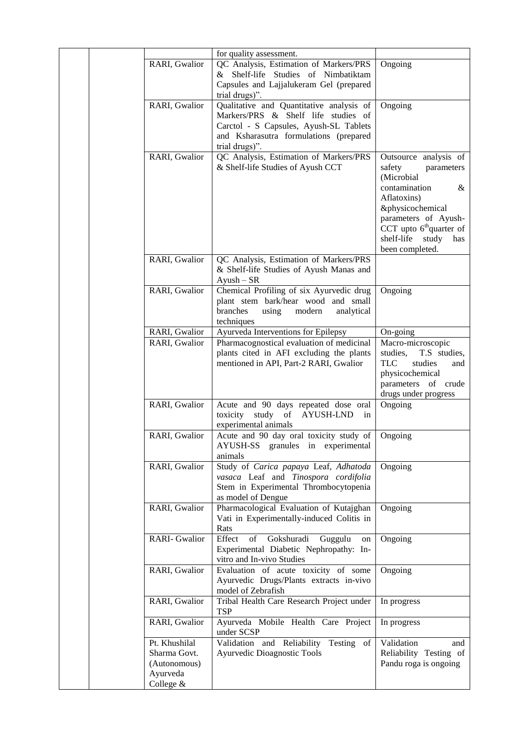| | | | | |
|---|---|---|---|---|
| | | | for quality assessment. | |
| | | RARI, Gwalior | QC Analysis, Estimation of Markers/PRS & Shelf-life Studies of Nimbatiktam Capsules and Lajjalukeram Gel (prepared trial drugs)". | Ongoing |
| | | RARI, Gwalior | Qualitative and Quantitative analysis of Markers/PRS & Shelf life studies of Carctol - S Capsules, Ayush-SL Tablets and Ksharasutra formulations (prepared trial drugs)". | Ongoing |
| | | RARI, Gwalior | QC Analysis, Estimation of Markers/PRS & Shelf-life Studies of Ayush CCT | Outsource analysis of safety parameters (Microbial contamination & Aflatoxins) &physicochemical parameters of Ayush-CCT upto 6$^{th}$quarter of shelf-life study has been completed. |
| | | RARI, Gwalior | QC Analysis, Estimation of Markers/PRS & Shelf-life Studies of Ayush Manas and Ayush – SR | |
| | | RARI, Gwalior | Chemical Profiling of six Ayurvedic drug plant stem bark/hear wood and small branches using modern analytical techniques | Ongoing |
| | | RARI, Gwalior | Ayurveda Interventions for Epilepsy | On-going |
| | | RARI, Gwalior | Pharmacognostical evaluation of medicinal plants cited in AFI excluding the plants mentioned in API, Part-2 RARI, Gwalior | Macro-microscopic studies, T.S studies, TLC studies and physicochemical parameters of crude drugs under progress |
| | | RARI, Gwalior | Acute and 90 days repeated dose oral toxicity study of AYUSH-LND in experimental animals | Ongoing |
| | | RARI, Gwalior | Acute and 90 day oral toxicity study of AYUSH-SS granules in experimental animals | Ongoing |
| | | RARI, Gwalior | Study of *Carica papaya* Leaf, *Adhatoda vasaca* Leaf and *Tinospora cordifolia* Stem in Experimental Thrombocytopenia as model of Dengue | Ongoing |
| | | RARI, Gwalior | Pharmacological Evaluation of Kutajghan Vati in Experimentally-induced Colitis in Rats | Ongoing |
| | | RARI- Gwalior | Effect of Gokshuradi Guggulu on Experimental Diabetic Nephropathy: In-vitro and In-vivo Studies | Ongoing |
| | | RARI, Gwalior | Evaluation of acute toxicity of some Ayurvedic Drugs/Plants extracts in-vivo model of Zebrafish | Ongoing |
| | | RARI, Gwalior | Tribal Health Care Research Project under TSP | In progress |
| | | RARI, Gwalior | Ayurveda Mobile Health Care Project under SCSP | In progress |
| | | Pt. Khushilal Sharma Govt. (Autonomous) Ayurveda College & | Validation and Reliability Testing of Ayurvedic Dioagnostic Tools | Validation and Reliability Testing of Pandu roga is ongoing |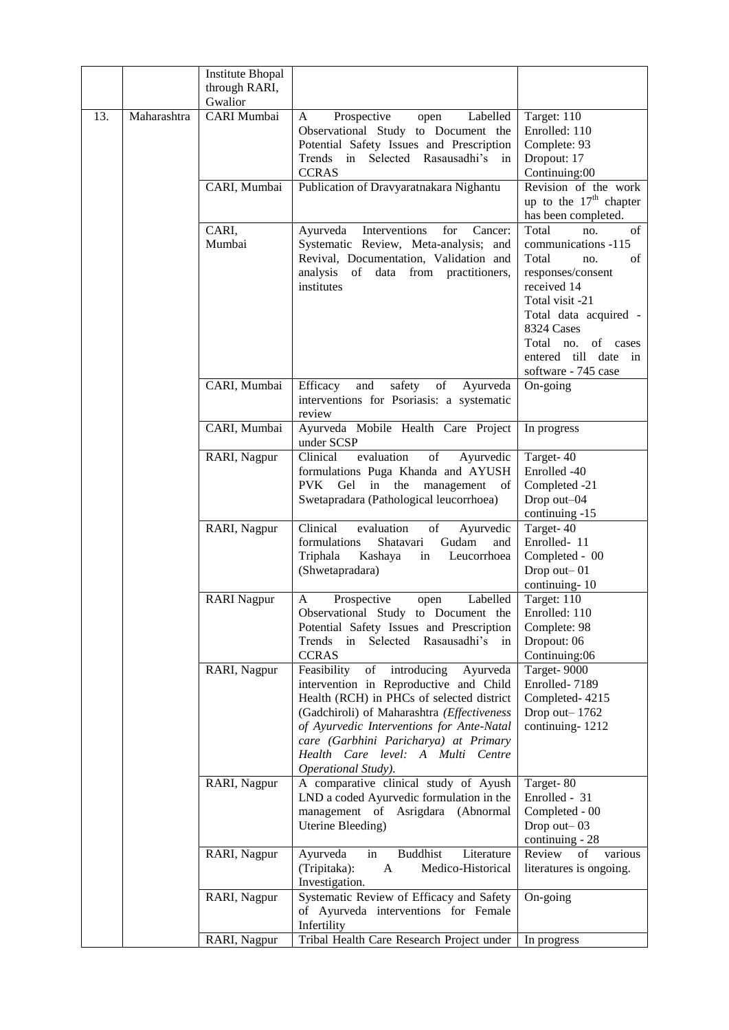| | | Institute Bhopal through RARI, Gwalior | | |
|---|---|---|---|---|
| 13. | Maharashtra | CARI Mumbai | A Prospective open Labelled Observational Study to Document the Potential Safety Issues and Prescription Trends in Selected Rasausadhi's in CCRAS | Target: 110<br>Enrolled: 110<br>Complete: 93<br>Dropout: 17<br>Continuing:00 |
| | | CARI, Mumbai | Publication of Dravyaratnakara Nighantu | Revision of the work up to the 17th chapter has been completed. |
| | | CARI, Mumbai | Ayurveda Interventions for Cancer: Systematic Review, Meta-analysis; and Revival, Documentation, Validation and analysis of data from practitioners, institutes | Total no. of communications -115<br>Total no. of responses/consent received 14<br>Total visit -21<br>Total data acquired - 8324 Cases<br>Total no. of cases entered till date in software - 745 case |
| | | CARI, Mumbai | Efficacy and safety of Ayurveda interventions for Psoriasis: a systematic review | On-going |
| | | CARI, Mumbai | Ayurveda Mobile Health Care Project under SCSP | In progress |
| | | RARI, Nagpur | Clinical evaluation of Ayurvedic formulations Puga Khanda and AYUSH PVK Gel in the management of Swetapradara (Pathological leucorrhoea) | Target- 40<br>Enrolled -40<br>Completed -21<br>Drop out–04<br>continuing -15 |
| | | RARI, Nagpur | Clinical evaluation of Ayurvedic formulations Shatavari Gudam and Triphala Kashaya in Leucorrhoea (Shwetapradara) | Target- 40<br>Enrolled- 11<br>Completed - 00<br>Drop out– 01<br>continuing- 10 |
| | | RARI Nagpur | A Prospective open Labelled Observational Study to Document the Potential Safety Issues and Prescription Trends in Selected Rasausadhi's in CCRAS | Target: 110<br>Enrolled: 110<br>Complete: 98<br>Dropout: 06<br>Continuing:06 |
| | | RARI, Nagpur | Feasibility of introducing Ayurveda intervention in Reproductive and Child Health (RCH) in PHCs of selected district (Gadchiroli) of Maharashtra *(Effectiveness of Ayurvedic Interventions for Ante-Natal care (Garbhini Paricharya) at Primary Health Care level: A Multi Centre Operational Study).* | Target- 9000<br>Enrolled- 7189<br>Completed- 4215<br>Drop out– 1762<br>continuing- 1212 |
| | | RARI, Nagpur | A comparative clinical study of Ayush LND a coded Ayurvedic formulation in the management of Asrigdara (Abnormal Uterine Bleeding) | Target- 80<br>Enrolled - 31<br>Completed - 00<br>Drop out– 03<br>continuing - 28 |
| | | RARI, Nagpur | Ayurveda in Buddhist Literature (Tripitaka): A Medico-Historical Investigation. | Review of various literatures is ongoing. |
| | | RARI, Nagpur | Systematic Review of Efficacy and Safety of Ayurveda interventions for Female Infertility | On-going |
| | | RARI, Nagpur | Tribal Health Care Research Project under | In progress |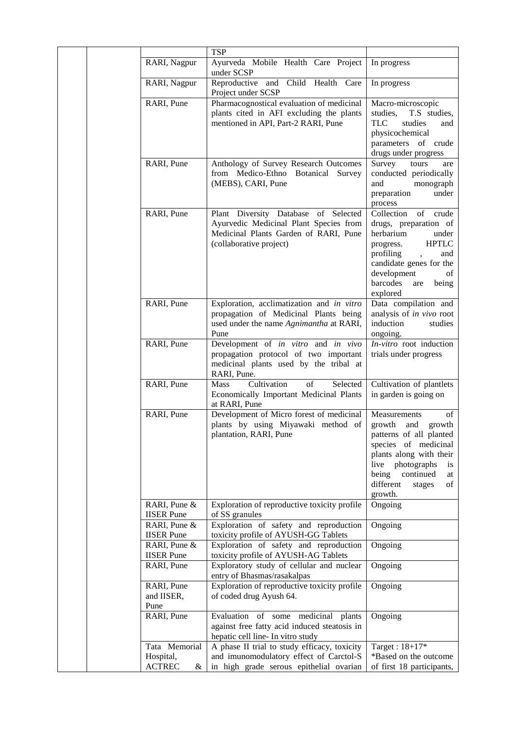|  |  |  |  |  |
|---|---|---|---|---|
|  |  |  | TSP |  |
|  |  | RARI, Nagpur | Ayurveda Mobile Health Care Project under SCSP | In progress |
|  |  | RARI, Nagpur | Reproductive and Child Health Care Project under SCSP | In progress |
|  |  | RARI, Pune | Pharmacognostical evaluation of medicinal plants cited in AFI excluding the plants mentioned in API, Part-2 RARI, Pune | Macro-microscopic studies, T.S studies, TLC studies and physicochemical parameters of crude drugs under progress |
|  |  | RARI, Pune | Anthology of Survey Research Outcomes from Medico-Ethno Botanical Survey (MEBS), CARI, Pune | Survey tours are conducted periodically and monograph preparation under process |
|  |  | RARI, Pune | Plant Diversity Database of Selected Ayurvedic Medicinal Plant Species from Medicinal Plants Garden of RARI, Pune (collaborative project) | Collection of crude drugs, preparation of herbarium under progress. HPTLC profiling , and candidate genes for the development of barcodes are being explored |
|  |  | RARI, Pune | Exploration, acclimatization and *in vitro* propagation of Medicinal Plants being used under the name *Agnimantha* at RARI, Pune | Data compilation and analysis of *in vivo* root induction studies ongoing. |
|  |  | RARI, Pune | Development of *in vitro* and *in vivo* propagation protocol of two important medicinal plants used by the tribal at RARI, Pune. | *In-vitro* root induction trials under progress |
|  |  | RARI, Pune | Mass Cultivation of Selected Economically Important Medicinal Plants at RARI, Pune | Cultivation of plantlets in garden is going on |
|  |  | RARI, Pune | Development of Micro forest of medicinal plants by using Miyawaki method of plantation, RARI, Pune | Measurements of growth and growth patterns of all planted species of medicinal plants along with their live photographs is being continued at different stages of growth. |
|  |  | RARI, Pune & IISER Pune | Exploration of reproductive toxicity profile of SS granules | Ongoing |
|  |  | RARI, Pune & IISER Pune | Exploration of safety and reproduction toxicity profile of AYUSH-GG Tablets | Ongoing |
|  |  | RARI, Pune & IISER Pune | Exploration of safety and reproduction toxicity profile of AYUSH-AG Tablets | Ongoing |
|  |  | RARI, Pune | Exploratory study of cellular and nuclear entry of Bhasmas/rasakalpas | Ongoing |
|  |  | RARI, Pune and IISER, Pune | Exploration of reproductive toxicity profile of coded drug Ayush 64. | Ongoing |
|  |  | RARI, Pune | Evaluation of some medicinal plants against free fatty acid induced steatosis in hepatic cell line- In vitro study | Ongoing |
|  |  | Tata Memorial Hospital, ACTREC & | A phase II trial to study efficacy, toxicity and imunomodulatory effect of Carctol-S in high grade serous epithelial ovarian | Target : 18+17* *Based on the outcome of first 18 participants, |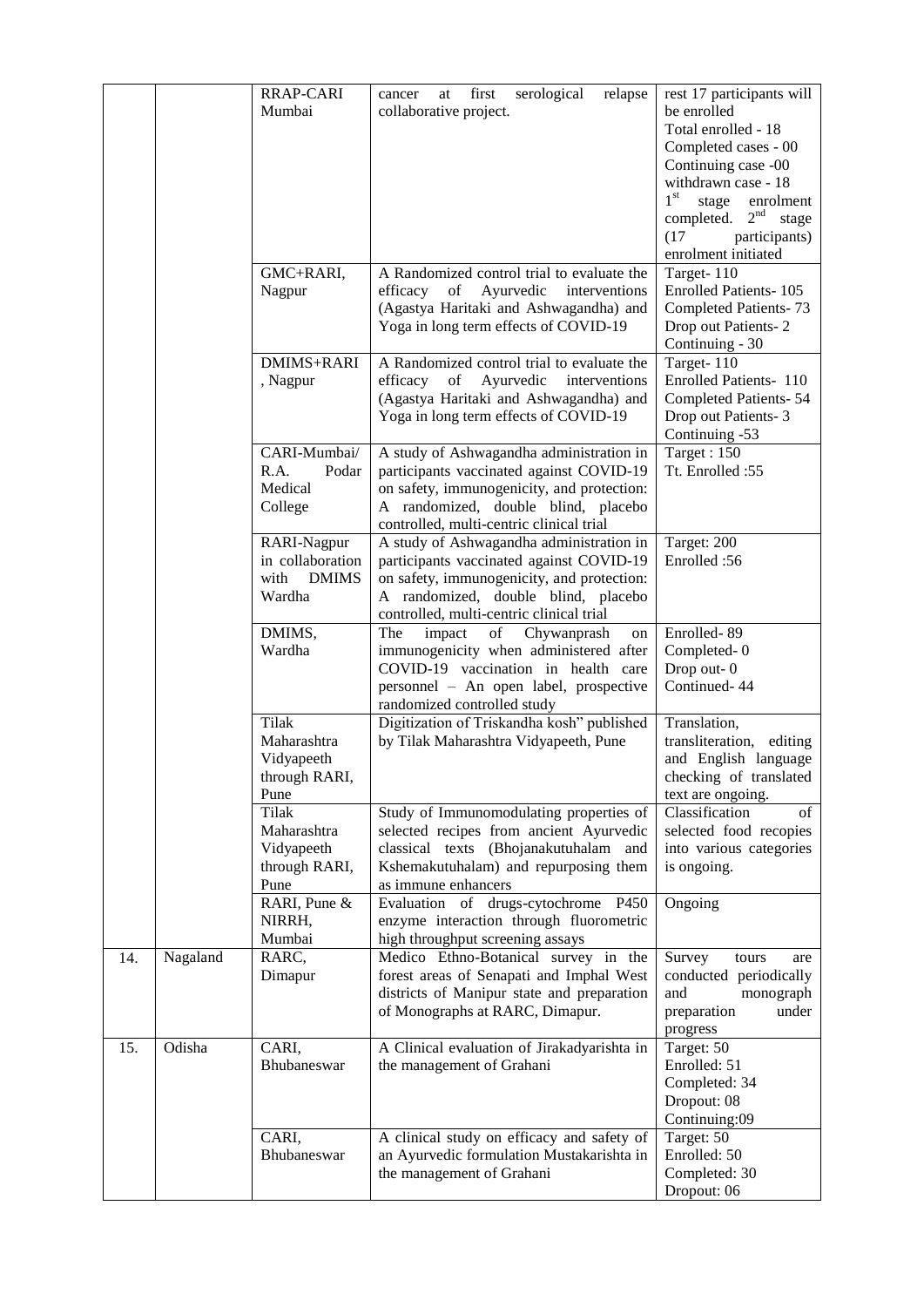| | | RRAP-CARI Mumbai | cancer at first serological relapse collaborative project. | rest 17 participants will be enrolled<br>Total enrolled - 18<br>Completed cases - 00<br>Continuing case -00<br>withdrawn case - 18<br>1st stage enrolment completed. 2nd stage (17 participants) enrolment initiated |
|---|---|---|---|---|
| | | GMC+RARI, Nagpur | A Randomized control trial to evaluate the efficacy of Ayurvedic interventions (Agastya Haritaki and Ashwagandha) and Yoga in long term effects of COVID-19 | Target- 110<br>Enrolled Patients- 105<br>Completed Patients- 73<br>Drop out Patients- 2<br>Continuing - 30 |
| | | DMIMS+RARI , Nagpur | A Randomized control trial to evaluate the efficacy of Ayurvedic interventions (Agastya Haritaki and Ashwagandha) and Yoga in long term effects of COVID-19 | Target- 110<br>Enrolled Patients- 110<br>Completed Patients- 54<br>Drop out Patients- 3<br>Continuing -53 |
| | | CARI-Mumbai/ R.A. Podar Medical College | A study of Ashwagandha administration in participants vaccinated against COVID-19 on safety, immunogenicity, and protection: A randomized, double blind, placebo controlled, multi-centric clinical trial | Target : 150<br>Tt. Enrolled :55 |
| | | RARI-Nagpur in collaboration with DMIMS Wardha | A study of Ashwagandha administration in participants vaccinated against COVID-19 on safety, immunogenicity, and protection: A randomized, double blind, placebo controlled, multi-centric clinical trial | Target: 200<br>Enrolled :56 |
| | | DMIMS, Wardha | The impact of Chywanprash on immunogenicity when administered after COVID-19 vaccination in health care personnel – An open label, prospective randomized controlled study | Enrolled- 89<br>Completed- 0<br>Drop out- 0<br>Continued- 44 |
| | | Tilak Maharashtra Vidyapeeth through RARI, Pune | Digitization of Triskandha kosh" published by Tilak Maharashtra Vidyapeeth, Pune | Translation, transliteration, editing and English language checking of translated text are ongoing. |
| | | Tilak Maharashtra Vidyapeeth through RARI, Pune | Study of Immunomodulating properties of selected recipes from ancient Ayurvedic classical texts (Bhojanakutuhalam and Kshemakutuhalam) and repurposing them as immune enhancers | Classification of selected food recopies into various categories is ongoing. |
| | | RARI, Pune & NIRRH, Mumbai | Evaluation of drugs-cytochrome P450 enzyme interaction through fluorometric high throughput screening assays | Ongoing |
| 14. | Nagaland | RARC, Dimapur | Medico Ethno-Botanical survey in the forest areas of Senapati and Imphal West districts of Manipur state and preparation of Monographs at RARC, Dimapur. | Survey tours are conducted periodically and monograph preparation under progress |
| 15. | Odisha | CARI, Bhubaneswar | A Clinical evaluation of Jirakadyarishta in the management of Grahani | Target: 50<br>Enrolled: 51<br>Completed: 34<br>Dropout: 08<br>Continuing:09 |
| | | CARI, Bhubaneswar | A clinical study on efficacy and safety of an Ayurvedic formulation Mustakarishta in the management of Grahani | Target: 50<br>Enrolled: 50<br>Completed: 30<br>Dropout: 06 |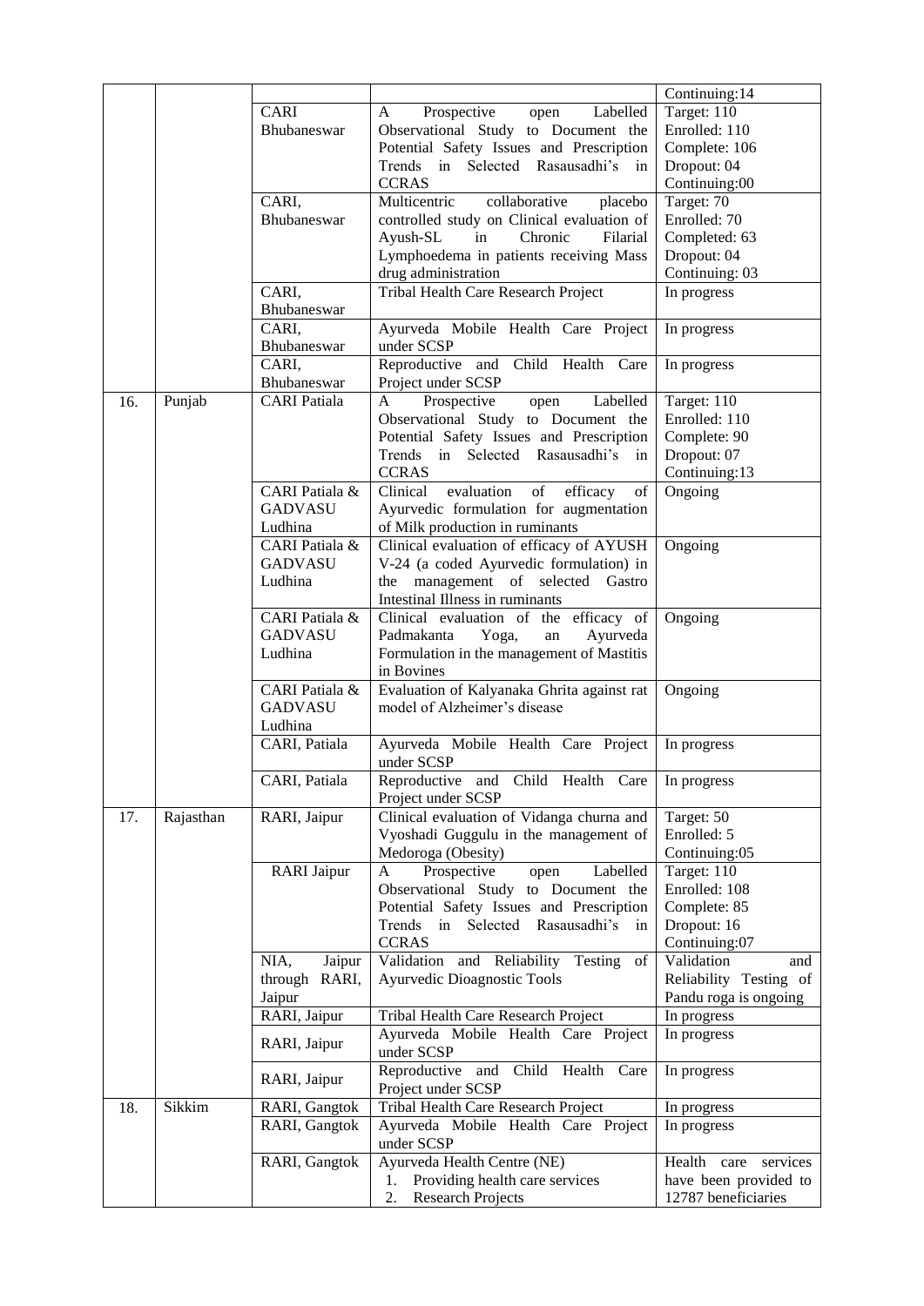| | | | | Continuing:14 |
|---|---|---|---|---|
| | | CARI Bhubaneswar | A Prospective open Labelled Observational Study to Document the Potential Safety Issues and Prescription Trends in Selected Rasausadhi's in CCRAS | Target: 110<br>Enrolled: 110<br>Complete: 106<br>Dropout: 04<br>Continuing:00 |
| | | CARI, Bhubaneswar | Multicentric collaborative placebo controlled study on Clinical evaluation of Ayush-SL in Chronic Filarial Lymphoedema in patients receiving Mass drug administration | Target: 70<br>Enrolled: 70<br>Completed: 63<br>Dropout: 04<br>Continuing: 03 |
| | | CARI, Bhubaneswar | Tribal Health Care Research Project | In progress |
| | | CARI, Bhubaneswar | Ayurveda Mobile Health Care Project under SCSP | In progress |
| | | CARI, Bhubaneswar | Reproductive and Child Health Care Project under SCSP | In progress |
| 16. | Punjab | CARI Patiala | A Prospective open Labelled Observational Study to Document the Potential Safety Issues and Prescription Trends in Selected Rasausadhi's in CCRAS | Target: 110<br>Enrolled: 110<br>Complete: 90<br>Dropout: 07<br>Continuing:13 |
| | | CARI Patiala & GADVASU Ludhina | Clinical evaluation of efficacy of Ayurvedic formulation for augmentation of Milk production in ruminants | Ongoing |
| | | CARI Patiala & GADVASU Ludhina | Clinical evaluation of efficacy of AYUSH V-24 (a coded Ayurvedic formulation) in the management of selected Gastro Intestinal Illness in ruminants | Ongoing |
| | | CARI Patiala & GADVASU Ludhina | Clinical evaluation of the efficacy of Padmakanta Yoga, an Ayurveda Formulation in the management of Mastitis in Bovines | Ongoing |
| | | CARI Patiala & GADVASU Ludhina | Evaluation of Kalyanaka Ghrita against rat model of Alzheimer's disease | Ongoing |
| | | CARI, Patiala | Ayurveda Mobile Health Care Project under SCSP | In progress |
| | | CARI, Patiala | Reproductive and Child Health Care Project under SCSP | In progress |
| 17. | Rajasthan | RARI, Jaipur | Clinical evaluation of Vidanga churna and Vyoshadi Guggulu in the management of Medoroga (Obesity) | Target: 50<br>Enrolled: 5<br>Continuing:05 |
| | | RARI Jaipur | A Prospective open Labelled Observational Study to Document the Potential Safety Issues and Prescription Trends in Selected Rasausadhi's in CCRAS | Target: 110<br>Enrolled: 108<br>Complete: 85<br>Dropout: 16<br>Continuing:07 |
| | | NIA, Jaipur through RARI, Jaipur | Validation and Reliability Testing of Ayurvedic Dioagnostic Tools | Validation and Reliability Testing of Pandu roga is ongoing |
| | | RARI, Jaipur | Tribal Health Care Research Project | In progress |
| | | RARI, Jaipur | Ayurveda Mobile Health Care Project under SCSP | In progress |
| | | RARI, Jaipur | Reproductive and Child Health Care Project under SCSP | In progress |
| 18. | Sikkim | RARI, Gangtok | Tribal Health Care Research Project | In progress |
| | | RARI, Gangtok | Ayurveda Mobile Health Care Project under SCSP | In progress |
| | | RARI, Gangtok | Ayurveda Health Centre (NE)<br>1. Providing health care services<br>2. Research Projects | Health care services have been provided to 12787 beneficiaries |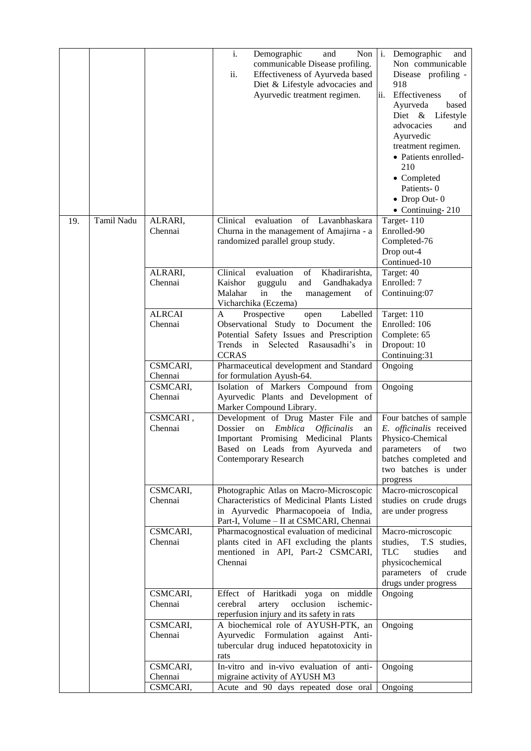|  |  |  |  |  |
|---|---|---|---|---|
|  |  |  | i. Demographic and Non communicable Disease profiling.<br>ii. Effectiveness of Ayurveda based Diet & Lifestyle advocacies and Ayurvedic treatment regimen. | i. Demographic and Non communicable Disease profiling - 918<br>ii. Effectiveness of Ayurveda based Diet & Lifestyle advocacies and Ayurvedic treatment regimen.<br>• Patients enrolled- 210<br>• Completed Patients- 0<br>• Drop Out- 0<br>• Continuing- 210 |
| 19. | Tamil Nadu | ALRARI, Chennai | Clinical evaluation of Lavanbhaskara Churna in the management of Amajirna - a randomized parallel group study. | Target- 110<br>Enrolled-90<br>Completed-76<br>Drop out-4<br>Continued-10 |
|  |  | ALRARI, Chennai | Clinical evaluation of Khadirarishta, Kaishor guggulu and Gandhakadya Malahar in the management of Vicharchika (Eczema) | Target: 40<br>Enrolled: 7<br>Continuing:07 |
|  |  | ALRCAI Chennai | A Prospective open Labelled Observational Study to Document the Potential Safety Issues and Prescription Trends in Selected Rasausadhi's in CCRAS | Target: 110<br>Enrolled: 106<br>Complete: 65<br>Dropout: 10<br>Continuing:31 |
|  |  | CSMCARI, Chennai | Pharmaceutical development and Standard for formulation Ayush-64. | Ongoing |
|  |  | CSMCARI, Chennai | Isolation of Markers Compound from Ayurvedic Plants and Development of Marker Compound Library. | Ongoing |
|  |  | CSMCARI , Chennai | Development of Drug Master File and Dossier on *Emblica Officinalis* an Important Promising Medicinal Plants Based on Leads from Ayurveda and Contemporary Research | Four batches of sample *E. officinalis* received Physico-Chemical parameters of two batches completed and two batches is under progress |
|  |  | CSMCARI, Chennai | Photographic Atlas on Macro-Microscopic Characteristics of Medicinal Plants Listed in Ayurvedic Pharmacopoeia of India, Part-I, Volume – II at CSMCARI, Chennai | Macro-microscopical studies on crude drugs are under progress |
|  |  | CSMCARI, Chennai | Pharmacognostical evaluation of medicinal plants cited in AFI excluding the plants mentioned in API, Part-2 CSMCARI, Chennai | Macro-microscopic studies, T.S studies, TLC studies and physicochemical parameters of crude drugs under progress |
|  |  | CSMCARI, Chennai | Effect of Haritkadi yoga on middle cerebral artery occlusion ischemic-reperfusion injury and its safety in rats | Ongoing |
|  |  | CSMCARI, Chennai | A biochemical role of AYUSH-PTK, an Ayurvedic Formulation against Anti-tubercular drug induced hepatotoxicity in rats | Ongoing |
|  |  | CSMCARI, Chennai | In-vitro and in-vivo evaluation of anti-migraine activity of AYUSH M3 | Ongoing |
|  |  | CSMCARI, | Acute and 90 days repeated dose oral | Ongoing |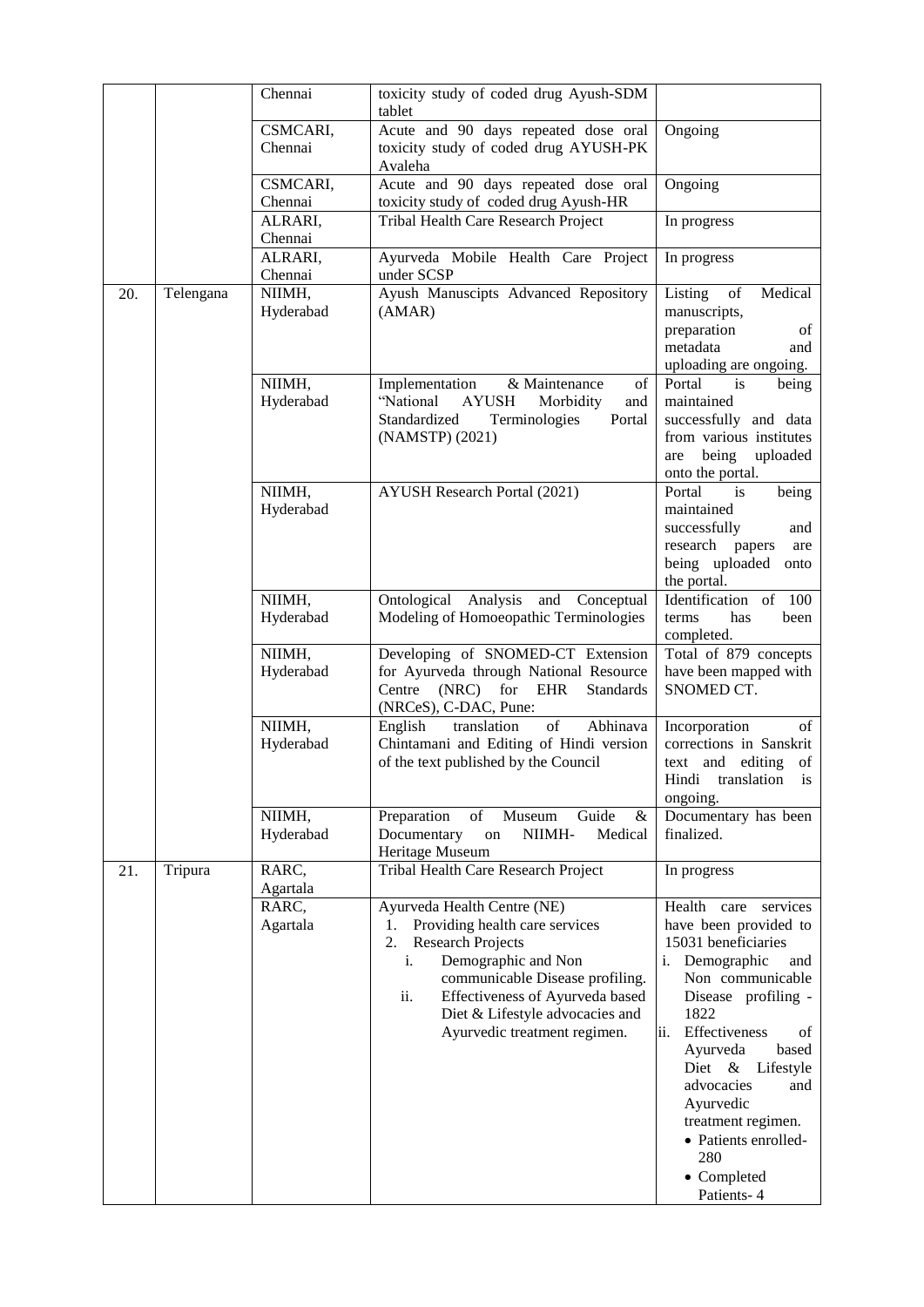| | | Chennai | toxicity study of coded drug Ayush-SDM tablet | |
|---|---|---|---|---|
| | | CSMCARI, Chennai | Acute and 90 days repeated dose oral toxicity study of coded drug AYUSH-PK Avaleha | Ongoing |
| | | CSMCARI, Chennai | Acute and 90 days repeated dose oral toxicity study of coded drug Ayush-HR | Ongoing |
| | | ALRARI, Chennai | Tribal Health Care Research Project | In progress |
| | | ALRARI, Chennai | Ayurveda Mobile Health Care Project under SCSP | In progress |
| 20. | Telengana | NIIMH, Hyderabad | Ayush Manuscipts Advanced Repository (AMAR) | Listing of Medical manuscripts, preparation of metadata and uploading are ongoing. |
| | | NIIMH, Hyderabad | Implementation & Maintenance of "National AYUSH Morbidity and Standardized Terminologies Portal (NAMSTP) (2021) | Portal is being maintained successfully and data from various institutes are being uploaded onto the portal. |
| | | NIIMH, Hyderabad | AYUSH Research Portal (2021) | Portal is being maintained successfully and research papers are being uploaded onto the portal. |
| | | NIIMH, Hyderabad | Ontological Analysis and Conceptual Modeling of Homoeopathic Terminologies | Identification of 100 terms has been completed. |
| | | NIIMH, Hyderabad | Developing of SNOMED-CT Extension for Ayurveda through National Resource Centre (NRC) for EHR Standards (NRCeS), C-DAC, Pune: | Total of 879 concepts have been mapped with SNOMED CT. |
| | | NIIMH, Hyderabad | English translation of Abhinava Chintamani and Editing of Hindi version of the text published by the Council | Incorporation of corrections in Sanskrit text and editing of Hindi translation is ongoing. |
| | | NIIMH, Hyderabad | Preparation of Museum Guide & Documentary on NIIMH- Medical Heritage Museum | Documentary has been finalized. |
| 21. | Tripura | RARC, Agartala | Tribal Health Care Research Project | In progress |
| | | RARC, Agartala | Ayurveda Health Centre (NE)<br>1. Providing health care services<br>2. Research Projects<br>i. Demographic and Non communicable Disease profiling.<br>ii. Effectiveness of Ayurveda based Diet & Lifestyle advocacies and Ayurvedic treatment regimen. | Health care services have been provided to 15031 beneficiaries<br>i. Demographic and Non communicable Disease profiling - 1822<br>ii. Effectiveness of Ayurveda based Diet & Lifestyle advocacies and Ayurvedic treatment regimen.<br>• Patients enrolled- 280<br>• Completed Patients- 4 |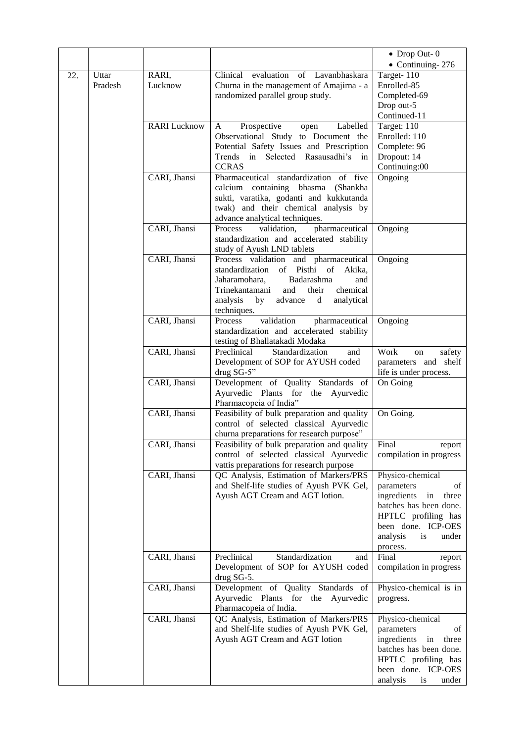| | | | | • Drop Out- 0<br>• Continuing- 276 |
|---|---|---|---|---|
| 22. | Uttar Pradesh | RARI, Lucknow | Clinical evaluation of Lavanbhaskara Churna in the management of Amajirna - a randomized parallel group study. | Target- 110<br>Enrolled-85<br>Completed-69<br>Drop out-5<br>Continued-11 |
| | | RARI Lucknow | A Prospective open Labelled Observational Study to Document the Potential Safety Issues and Prescription Trends in Selected Rasausadhi's in CCRAS | Target: 110<br>Enrolled: 110<br>Complete: 96<br>Dropout: 14<br>Continuing:00 |
| | | CARI, Jhansi | Pharmaceutical standardization of five calcium containing bhasma (Shankha sukti, varatika, godanti and kukkutanda twak) and their chemical analysis by advance analytical techniques. | Ongoing |
| | | CARI, Jhansi | Process validation, pharmaceutical standardization and accelerated stability study of Ayush LND tablets | Ongoing |
| | | CARI, Jhansi | Process validation and pharmaceutical standardization of Pisthi of Akika, Jaharamohara, Badarashma and Trinekantamani and their chemical analysis by advance d analytical techniques. | Ongoing |
| | | CARI, Jhansi | Process validation pharmaceutical standardization and accelerated stability testing of Bhallatakadi Modaka | Ongoing |
| | | CARI, Jhansi | Preclinical Standardization and Development of SOP for AYUSH coded drug SG-5" | Work on safety parameters and shelf life is under process. |
| | | CARI, Jhansi | Development of Quality Standards of Ayurvedic Plants for the Ayurvedic Pharmacopeia of India" | On Going |
| | | CARI, Jhansi | Feasibility of bulk preparation and quality control of selected classical Ayurvedic churna preparations for research purpose" | On Going. |
| | | CARI, Jhansi | Feasibility of bulk preparation and quality control of selected classical Ayurvedic vattis preparations for research purpose | Final report compilation in progress |
| | | CARI, Jhansi | QC Analysis, Estimation of Markers/PRS and Shelf-life studies of Ayush PVK Gel, Ayush AGT Cream and AGT lotion. | Physico-chemical parameters of ingredients in three batches has been done. HPTLC profiling has been done. ICP-OES analysis is under process. |
| | | CARI, Jhansi | Preclinical Standardization and Development of SOP for AYUSH coded drug SG-5. | Final report compilation in progress |
| | | CARI, Jhansi | Development of Quality Standards of Ayurvedic Plants for the Ayurvedic Pharmacopeia of India. | Physico-chemical is in progress. |
| | | CARI, Jhansi | QC Analysis, Estimation of Markers/PRS and Shelf-life studies of Ayush PVK Gel, Ayush AGT Cream and AGT lotion | Physico-chemical parameters of ingredients in three batches has been done. HPTLC profiling has been done. ICP-OES analysis is under |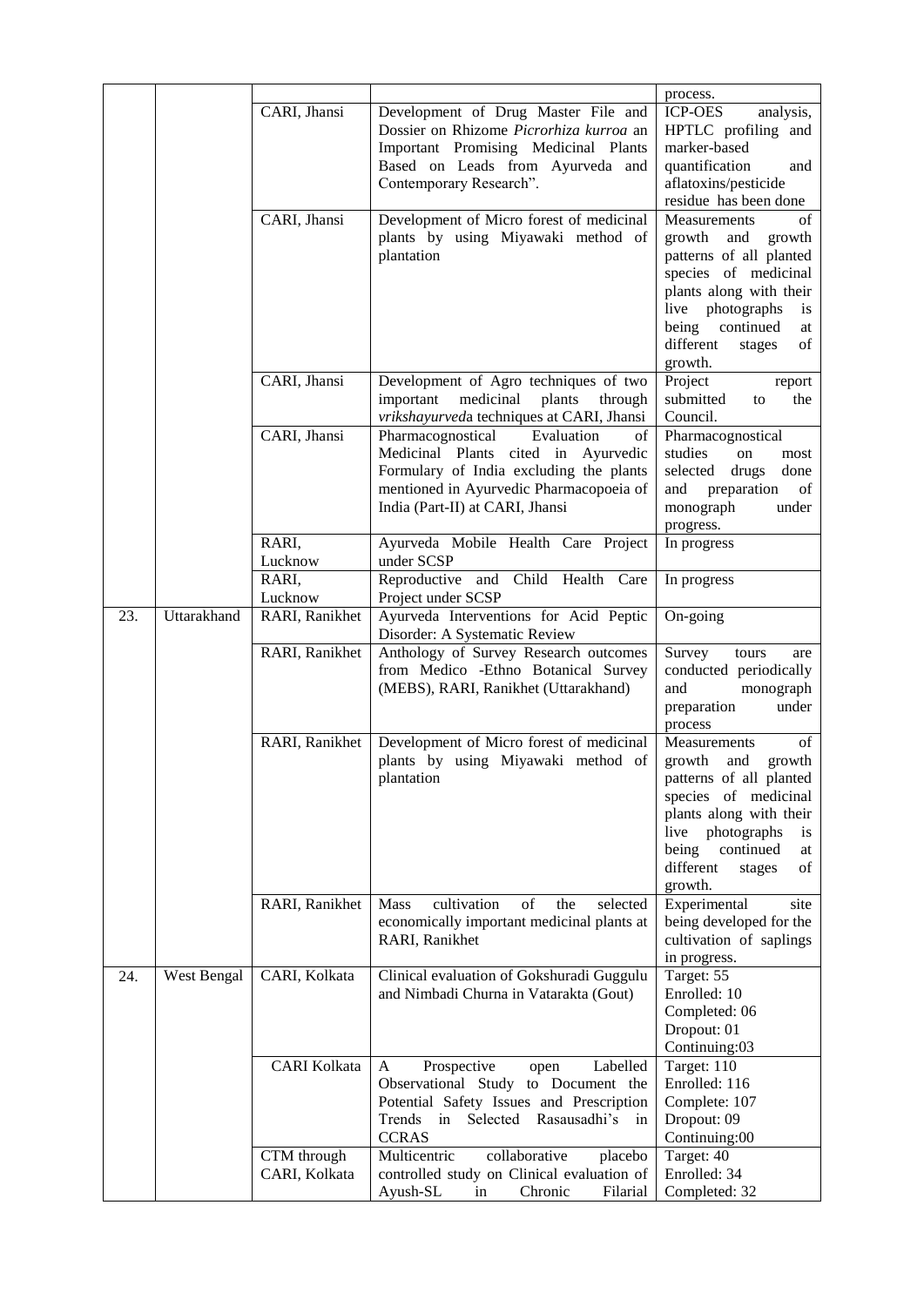| | | | | process. |
|---|---|---|---|---|
| | | CARI, Jhansi | Development of Drug Master File and Dossier on Rhizome *Picrorhiza kurroa* an Important Promising Medicinal Plants Based on Leads from Ayurveda and Contemporary Research". | ICP-OES analysis, HPTLC profiling and marker-based quantification and aflatoxins/pesticide residue has been done |
| | | CARI, Jhansi | Development of Micro forest of medicinal plants by using Miyawaki method of plantation | Measurements of growth and growth patterns of all planted species of medicinal plants along with their live photographs is being continued at different stages of growth. |
| | | CARI, Jhansi | Development of Agro techniques of two important medicinal plants through *vrikshayurveda* techniques at CARI, Jhansi | Project report submitted to the Council. |
| | | CARI, Jhansi | Pharmacognostical Evaluation of Medicinal Plants cited in Ayurvedic Formulary of India excluding the plants mentioned in Ayurvedic Pharmacopoeia of India (Part-II) at CARI, Jhansi | Pharmacognostical studies on most selected drugs done and preparation of monograph under progress. |
| | | RARI, Lucknow | Ayurveda Mobile Health Care Project under SCSP | In progress |
| | | RARI, Lucknow | Reproductive and Child Health Care Project under SCSP | In progress |
| 23. | Uttarakhand | RARI, Ranikhet | Ayurveda Interventions for Acid Peptic Disorder: A Systematic Review | On-going |
| | | RARI, Ranikhet | Anthology of Survey Research outcomes from Medico -Ethno Botanical Survey (MEBS), RARI, Ranikhet (Uttarakhand) | Survey tours are conducted periodically and monograph preparation under process |
| | | RARI, Ranikhet | Development of Micro forest of medicinal plants by using Miyawaki method of plantation | Measurements of growth and growth patterns of all planted species of medicinal plants along with their live photographs is being continued at different stages of growth. |
| | | RARI, Ranikhet | Mass cultivation of the selected economically important medicinal plants at RARI, Ranikhet | Experimental site being developed for the cultivation of saplings in progress. |
| 24. | West Bengal | CARI, Kolkata | Clinical evaluation of Gokshuradi Guggulu and Nimbadi Churna in Vatarakta (Gout) | Target: 55<br>Enrolled: 10<br>Completed: 06<br>Dropout: 01<br>Continuing:03 |
| | | CARI Kolkata | A Prospective open Labelled Observational Study to Document the Potential Safety Issues and Prescription Trends in Selected Rasausadhi's in CCRAS | Target: 110<br>Enrolled: 116<br>Complete: 107<br>Dropout: 09<br>Continuing:00 |
| | | CTM through CARI, Kolkata | Multicentric collaborative placebo controlled study on Clinical evaluation of Ayush-SL in Chronic Filarial | Target: 40<br>Enrolled: 34<br>Completed: 32 |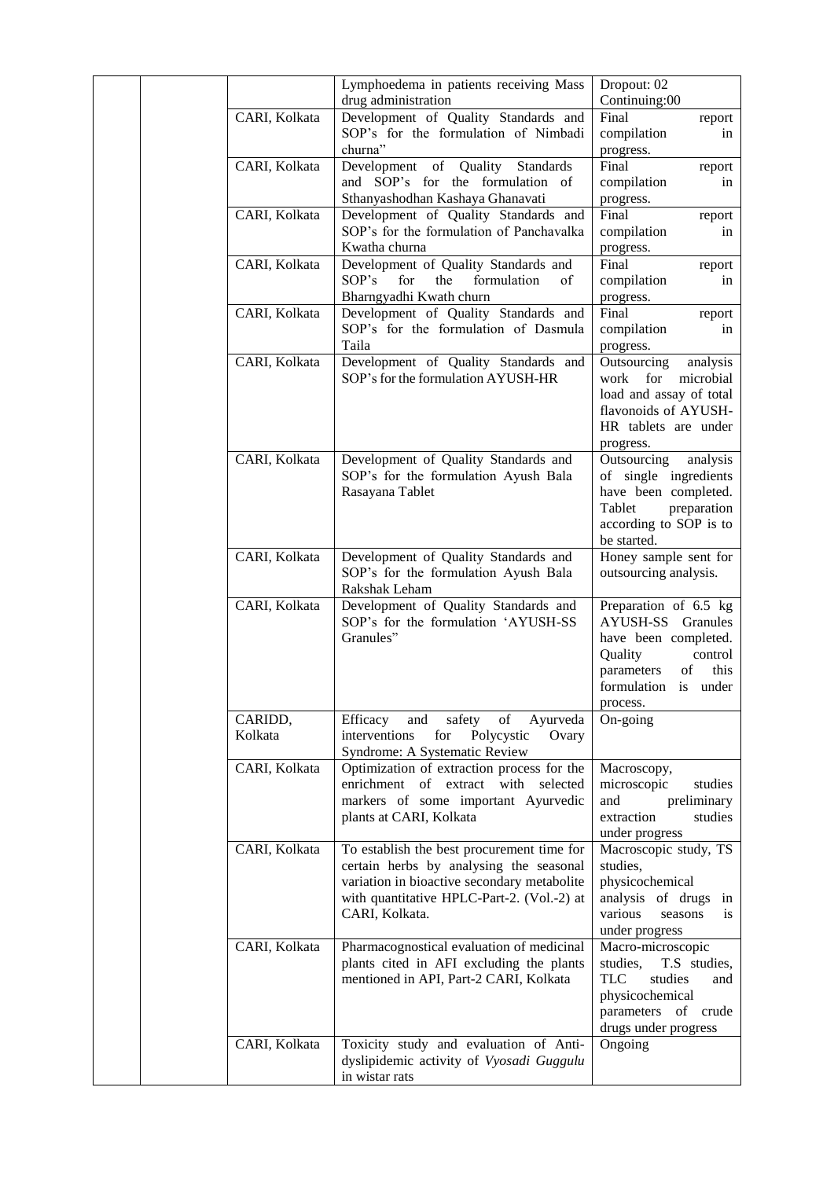| | | | | |
|---|---|---|---|---|
| | | | Lymphoedema in patients receiving Mass drug administration | Dropout: 02 Continuing:00 |
| | | CARI, Kolkata | Development of Quality Standards and SOP's for the formulation of Nimbadi churna" | Final report compilation in progress. |
| | | CARI, Kolkata | Development of Quality Standards and SOP's for the formulation of Sthanyashodhan Kashaya Ghanavati | Final report compilation in progress. |
| | | CARI, Kolkata | Development of Quality Standards and SOP's for the formulation of Panchavalka Kwatha churna | Final report compilation in progress. |
| | | CARI, Kolkata | Development of Quality Standards and SOP's for the formulation of Bharngyadhi Kwath churn | Final report compilation in progress. |
| | | CARI, Kolkata | Development of Quality Standards and SOP's for the formulation of Dasmula Taila | Final report compilation in progress. |
| | | CARI, Kolkata | Development of Quality Standards and SOP's for the formulation AYUSH-HR | Outsourcing analysis work for microbial load and assay of total flavonoids of AYUSH-HR tablets are under progress. |
| | | CARI, Kolkata | Development of Quality Standards and SOP's for the formulation Ayush Bala Rasayana Tablet | Outsourcing analysis of single ingredients have been completed. Tablet preparation according to SOP is to be started. |
| | | CARI, Kolkata | Development of Quality Standards and SOP's for the formulation Ayush Bala Rakshak Leham | Honey sample sent for outsourcing analysis. |
| | | CARI, Kolkata | Development of Quality Standards and SOP's for the formulation 'AYUSH-SS Granules" | Preparation of 6.5 kg AYUSH-SS Granules have been completed. Quality control parameters of this formulation is under process. |
| | | CARIDD, Kolkata | Efficacy and safety of Ayurveda interventions for Polycystic Ovary Syndrome: A Systematic Review | On-going |
| | | CARI, Kolkata | Optimization of extraction process for the enrichment of extract with selected markers of some important Ayurvedic plants at CARI, Kolkata | Macroscopy, microscopic studies and preliminary extraction studies under progress |
| | | CARI, Kolkata | To establish the best procurement time for certain herbs by analysing the seasonal variation in bioactive secondary metabolite with quantitative HPLC-Part-2. (Vol.-2) at CARI, Kolkata. | Macroscopic study, TS studies, physicochemical analysis of drugs in various seasons is under progress |
| | | CARI, Kolkata | Pharmacognostical evaluation of medicinal plants cited in AFI excluding the plants mentioned in API, Part-2 CARI, Kolkata | Macro-microscopic studies, T.S studies, TLC studies and physicochemical parameters of crude drugs under progress |
| | | CARI, Kolkata | Toxicity study and evaluation of Anti-dyslipidemic activity of *Vyosadi Guggulu* in wistar rats | Ongoing |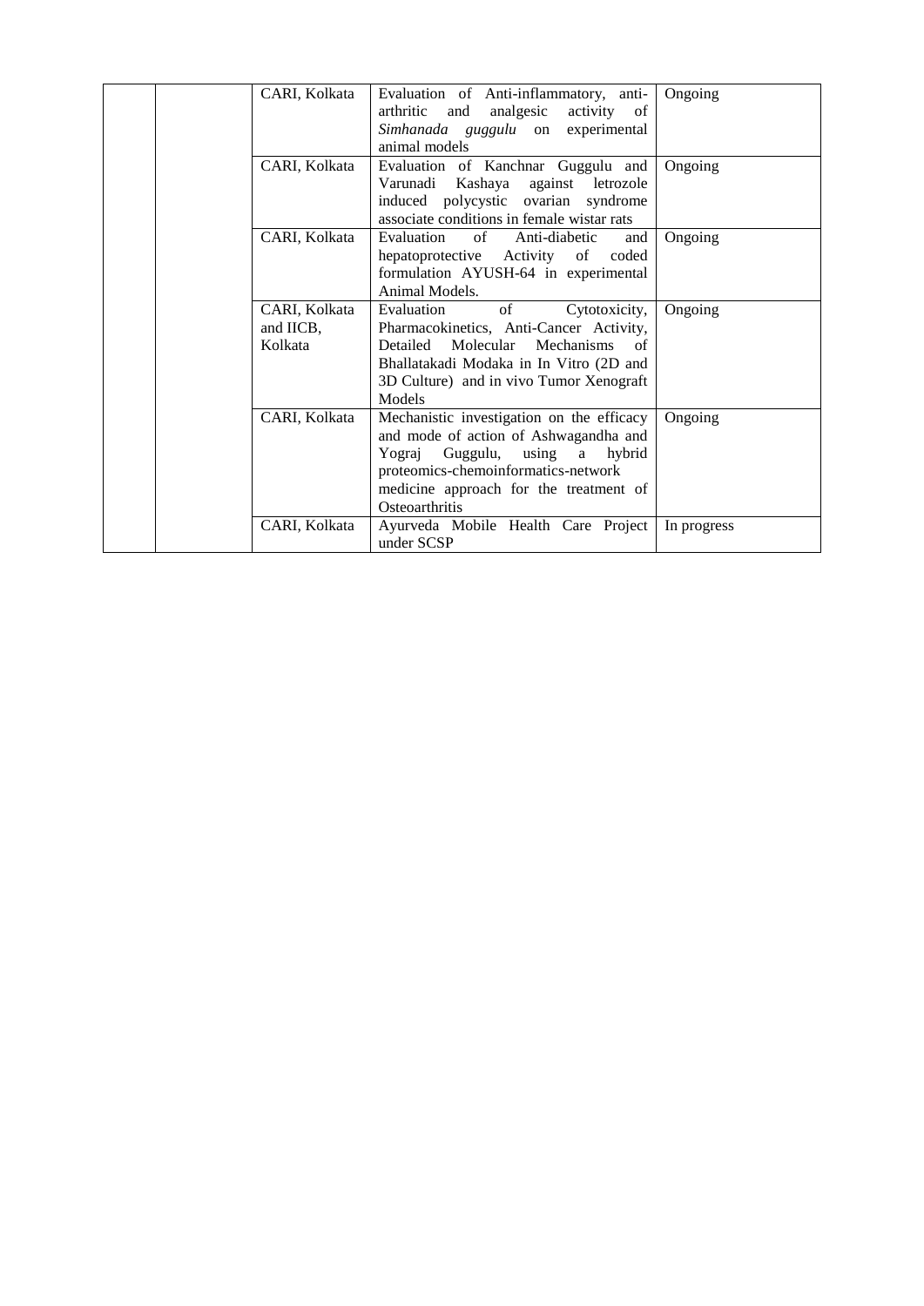| | | | | |
|---|---|---|---|---|
| | | CARI, Kolkata | Evaluation of Anti-inflammatory, anti-arthritic and analgesic activity of *Simhanada guggulu* on experimental animal models | Ongoing |
| | | CARI, Kolkata | Evaluation of Kanchnar Guggulu and Varunadi Kashaya against letrozole induced polycystic ovarian syndrome associate conditions in female wistar rats | Ongoing |
| | | CARI, Kolkata | Evaluation of Anti-diabetic and hepatoprotective Activity of coded formulation AYUSH-64 in experimental Animal Models. | Ongoing |
| | | CARI, Kolkata and IICB, Kolkata | Evaluation of Cytotoxicity, Pharmacokinetics, Anti-Cancer Activity, Detailed Molecular Mechanisms of Bhallatakadi Modaka in In Vitro (2D and 3D Culture) and in vivo Tumor Xenograft Models | Ongoing |
| | | CARI, Kolkata | Mechanistic investigation on the efficacy and mode of action of Ashwagandha and Yograj Guggulu, using a hybrid proteomics-chemoinformatics-network medicine approach for the treatment of Osteoarthritis | Ongoing |
| | | CARI, Kolkata | Ayurveda Mobile Health Care Project under SCSP | In progress |